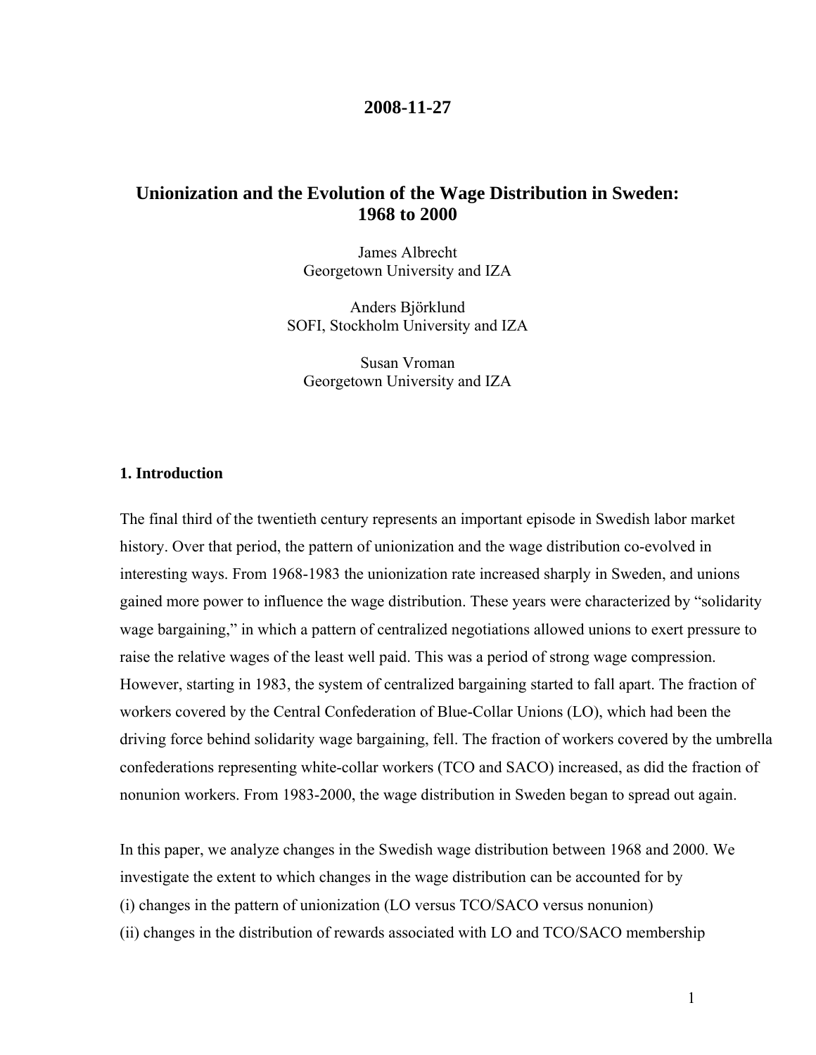**2008-11-27**

# Unionization and the Evolution of the Wage Distribution in Sweden: 1968 to 2000

James Albrecht
Georgetown University and IZA

Anders Björklund
SOFI, Stockholm University and IZA

Susan Vroman
Georgetown University and IZA

## 1. Introduction

The final third of the twentieth century represents an important episode in Swedish labor market history. Over that period, the pattern of unionization and the wage distribution co-evolved in interesting ways. From 1968-1983 the unionization rate increased sharply in Sweden, and unions gained more power to influence the wage distribution. These years were characterized by "solidarity wage bargaining," in which a pattern of centralized negotiations allowed unions to exert pressure to raise the relative wages of the least well paid. This was a period of strong wage compression. However, starting in 1983, the system of centralized bargaining started to fall apart. The fraction of workers covered by the Central Confederation of Blue-Collar Unions (LO), which had been the driving force behind solidarity wage bargaining, fell. The fraction of workers covered by the umbrella confederations representing white-collar workers (TCO and SACO) increased, as did the fraction of nonunion workers. From 1983-2000, the wage distribution in Sweden began to spread out again.

In this paper, we analyze changes in the Swedish wage distribution between 1968 and 2000. We investigate the extent to which changes in the wage distribution can be accounted for by
(i) changes in the pattern of unionization (LO versus TCO/SACO versus nonunion)
(ii) changes in the distribution of rewards associated with LO and TCO/SACO membership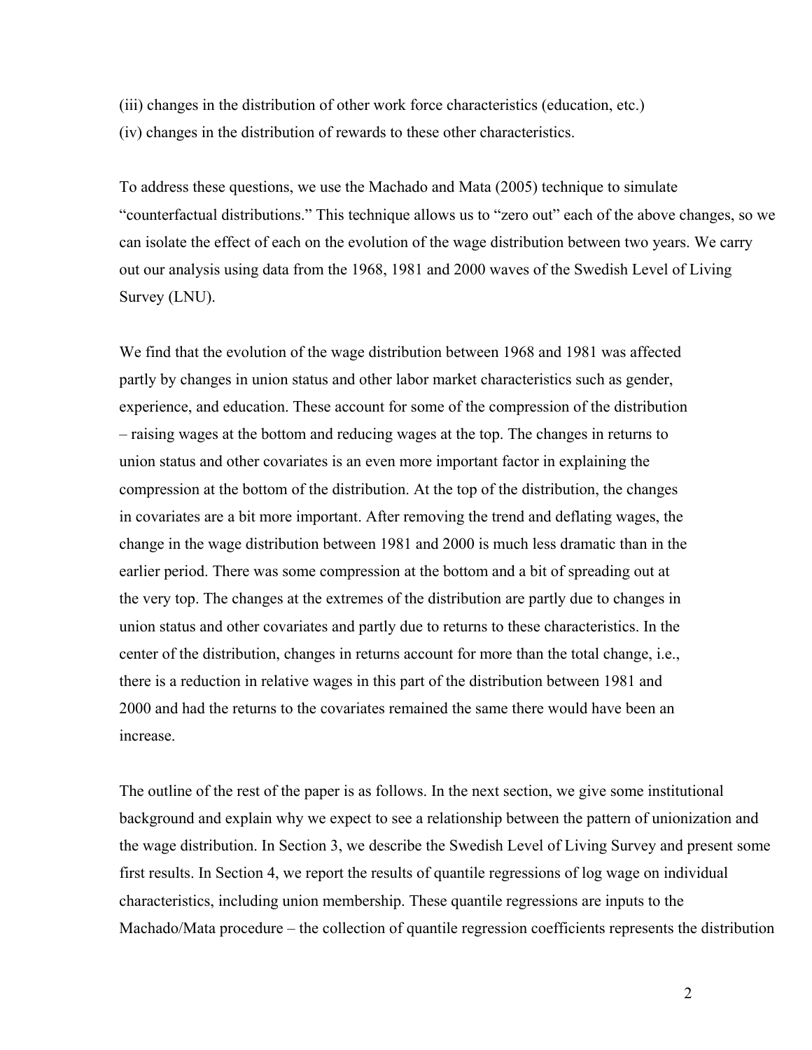(iii) changes in the distribution of other work force characteristics (education, etc.)
(iv) changes in the distribution of rewards to these other characteristics.

To address these questions, we use the Machado and Mata (2005) technique to simulate "counterfactual distributions." This technique allows us to "zero out" each of the above changes, so we can isolate the effect of each on the evolution of the wage distribution between two years. We carry out our analysis using data from the 1968, 1981 and 2000 waves of the Swedish Level of Living Survey (LNU).

We find that the evolution of the wage distribution between 1968 and 1981 was affected partly by changes in union status and other labor market characteristics such as gender, experience, and education. These account for some of the compression of the distribution – raising wages at the bottom and reducing wages at the top. The changes in returns to union status and other covariates is an even more important factor in explaining the compression at the bottom of the distribution. At the top of the distribution, the changes in covariates are a bit more important. After removing the trend and deflating wages, the change in the wage distribution between 1981 and 2000 is much less dramatic than in the earlier period. There was some compression at the bottom and a bit of spreading out at the very top. The changes at the extremes of the distribution are partly due to changes in union status and other covariates and partly due to returns to these characteristics. In the center of the distribution, changes in returns account for more than the total change, i.e., there is a reduction in relative wages in this part of the distribution between 1981 and 2000 and had the returns to the covariates remained the same there would have been an increase.

The outline of the rest of the paper is as follows. In the next section, we give some institutional background and explain why we expect to see a relationship between the pattern of unionization and the wage distribution. In Section 3, we describe the Swedish Level of Living Survey and present some first results. In Section 4, we report the results of quantile regressions of log wage on individual characteristics, including union membership. These quantile regressions are inputs to the Machado/Mata procedure – the collection of quantile regression coefficients represents the distribution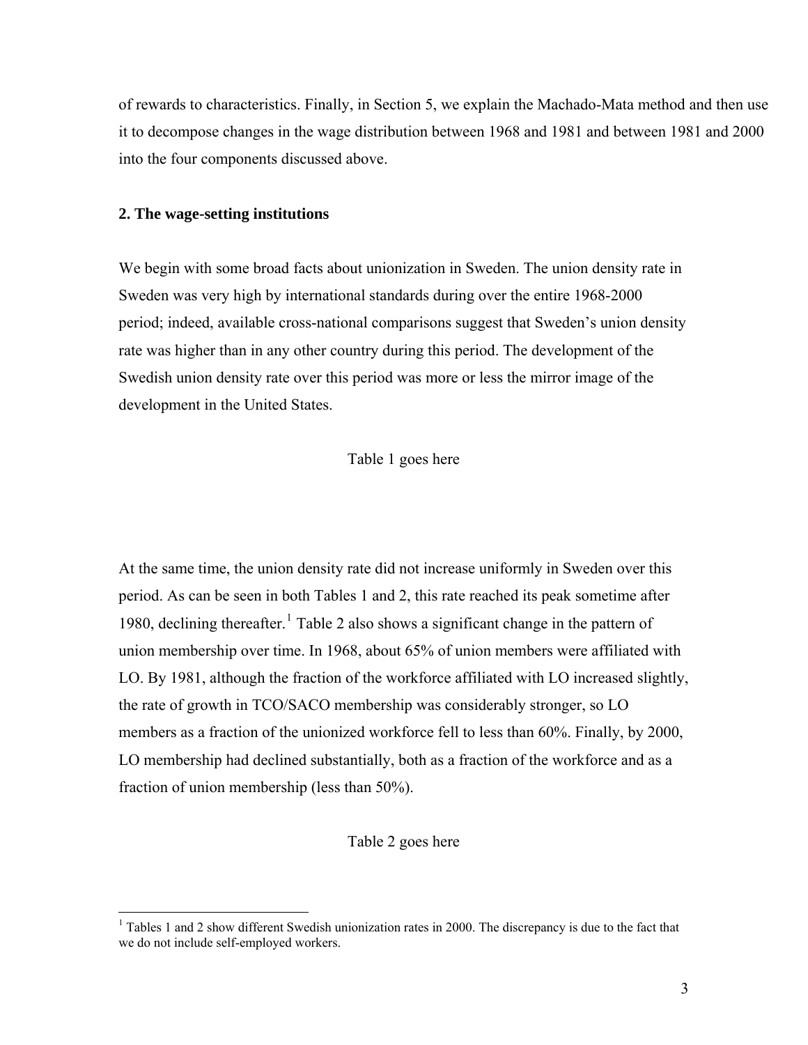of rewards to characteristics. Finally, in Section 5, we explain the Machado-Mata method and then use it to decompose changes in the wage distribution between 1968 and 1981 and between 1981 and 2000 into the four components discussed above.

## 2. The wage-setting institutions

We begin with some broad facts about unionization in Sweden. The union density rate in Sweden was very high by international standards during over the entire 1968-2000 period; indeed, available cross-national comparisons suggest that Sweden's union density rate was higher than in any other country during this period. The development of the Swedish union density rate over this period was more or less the mirror image of the development in the United States.

Table 1 goes here

At the same time, the union density rate did not increase uniformly in Sweden over this period. As can be seen in both Tables 1 and 2, this rate reached its peak sometime after 1980, declining thereafter.[1] Table 2 also shows a significant change in the pattern of union membership over time. In 1968, about 65% of union members were affiliated with LO. By 1981, although the fraction of the workforce affiliated with LO increased slightly, the rate of growth in TCO/SACO membership was considerably stronger, so LO members as a fraction of the unionized workforce fell to less than 60%. Finally, by 2000, LO membership had declined substantially, both as a fraction of the workforce and as a fraction of union membership (less than 50%).

Table 2 goes here

[1] Tables 1 and 2 show different Swedish unionization rates in 2000. The discrepancy is due to the fact that we do not include self-employed workers.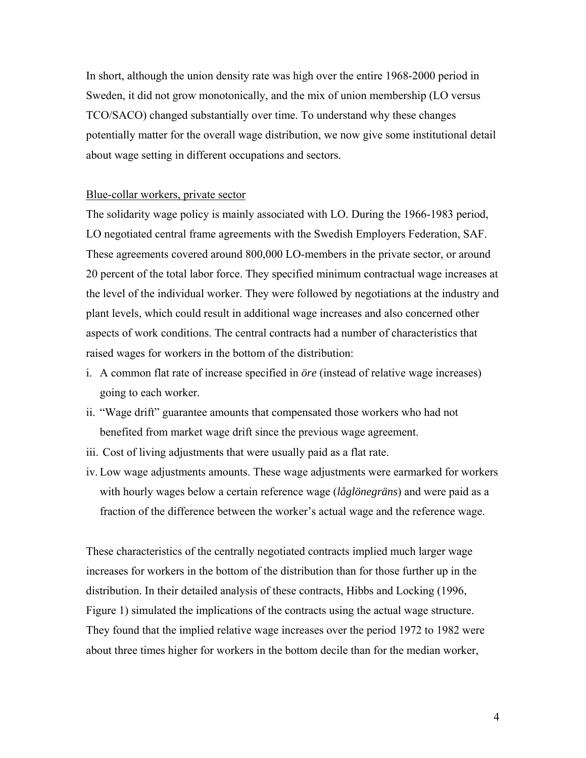In short, although the union density rate was high over the entire 1968-2000 period in Sweden, it did not grow monotonically, and the mix of union membership (LO versus TCO/SACO) changed substantially over time. To understand why these changes potentially matter for the overall wage distribution, we now give some institutional detail about wage setting in different occupations and sectors.

<u>Blue-collar workers, private sector</u>

The solidarity wage policy is mainly associated with LO. During the 1966-1983 period, LO negotiated central frame agreements with the Swedish Employers Federation, SAF. These agreements covered around 800,000 LO-members in the private sector, or around 20 percent of the total labor force. They specified minimum contractual wage increases at the level of the individual worker. They were followed by negotiations at the industry and plant levels, which could result in additional wage increases and also concerned other aspects of work conditions. The central contracts had a number of characteristics that raised wages for workers in the bottom of the distribution:

i. A common flat rate of increase specified in *öre* (instead of relative wage increases) going to each worker.
ii. "Wage drift" guarantee amounts that compensated those workers who had not benefited from market wage drift since the previous wage agreement.
iii. Cost of living adjustments that were usually paid as a flat rate.
iv. Low wage adjustments amounts. These wage adjustments were earmarked for workers with hourly wages below a certain reference wage (*låglönegräns*) and were paid as a fraction of the difference between the worker's actual wage and the reference wage.

These characteristics of the centrally negotiated contracts implied much larger wage increases for workers in the bottom of the distribution than for those further up in the distribution. In their detailed analysis of these contracts, Hibbs and Locking (1996, Figure 1) simulated the implications of the contracts using the actual wage structure. They found that the implied relative wage increases over the period 1972 to 1982 were about three times higher for workers in the bottom decile than for the median worker,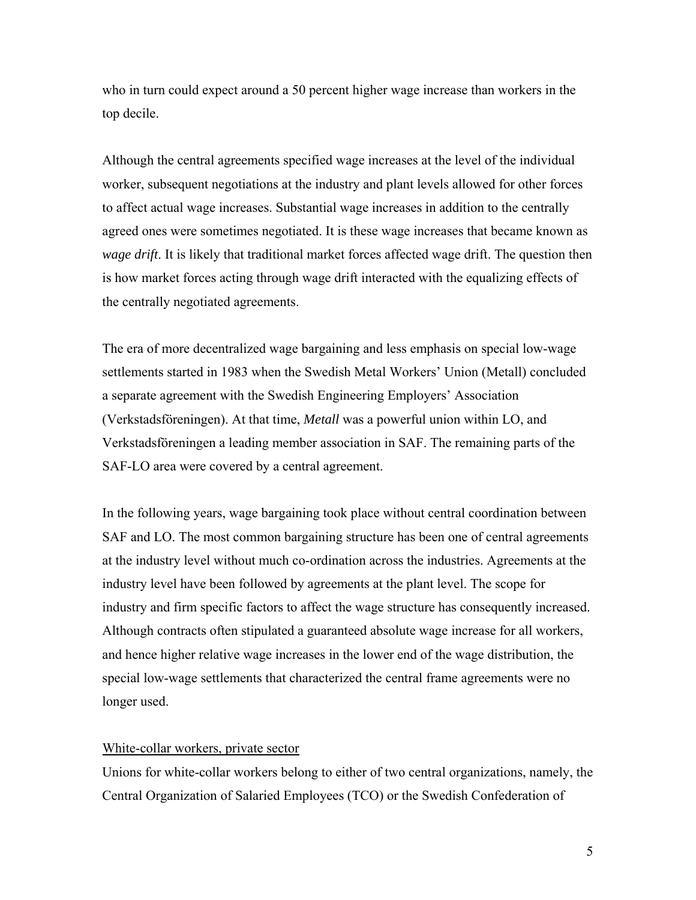who in turn could expect around a 50 percent higher wage increase than workers in the top decile.

Although the central agreements specified wage increases at the level of the individual worker, subsequent negotiations at the industry and plant levels allowed for other forces to affect actual wage increases. Substantial wage increases in addition to the centrally agreed ones were sometimes negotiated. It is these wage increases that became known as *wage drift*. It is likely that traditional market forces affected wage drift. The question then is how market forces acting through wage drift interacted with the equalizing effects of the centrally negotiated agreements.

The era of more decentralized wage bargaining and less emphasis on special low-wage settlements started in 1983 when the Swedish Metal Workers' Union (Metall) concluded a separate agreement with the Swedish Engineering Employers' Association (Verkstadsföreningen). At that time, *Metall* was a powerful union within LO, and Verkstadsföreningen a leading member association in SAF. The remaining parts of the SAF-LO area were covered by a central agreement.

In the following years, wage bargaining took place without central coordination between SAF and LO. The most common bargaining structure has been one of central agreements at the industry level without much co-ordination across the industries. Agreements at the industry level have been followed by agreements at the plant level. The scope for industry and firm specific factors to affect the wage structure has consequently increased. Although contracts often stipulated a guaranteed absolute wage increase for all workers, and hence higher relative wage increases in the lower end of the wage distribution, the special low-wage settlements that characterized the central frame agreements were no longer used.

White-collar workers, private sector

Unions for white-collar workers belong to either of two central organizations, namely, the Central Organization of Salaried Employees (TCO) or the Swedish Confederation of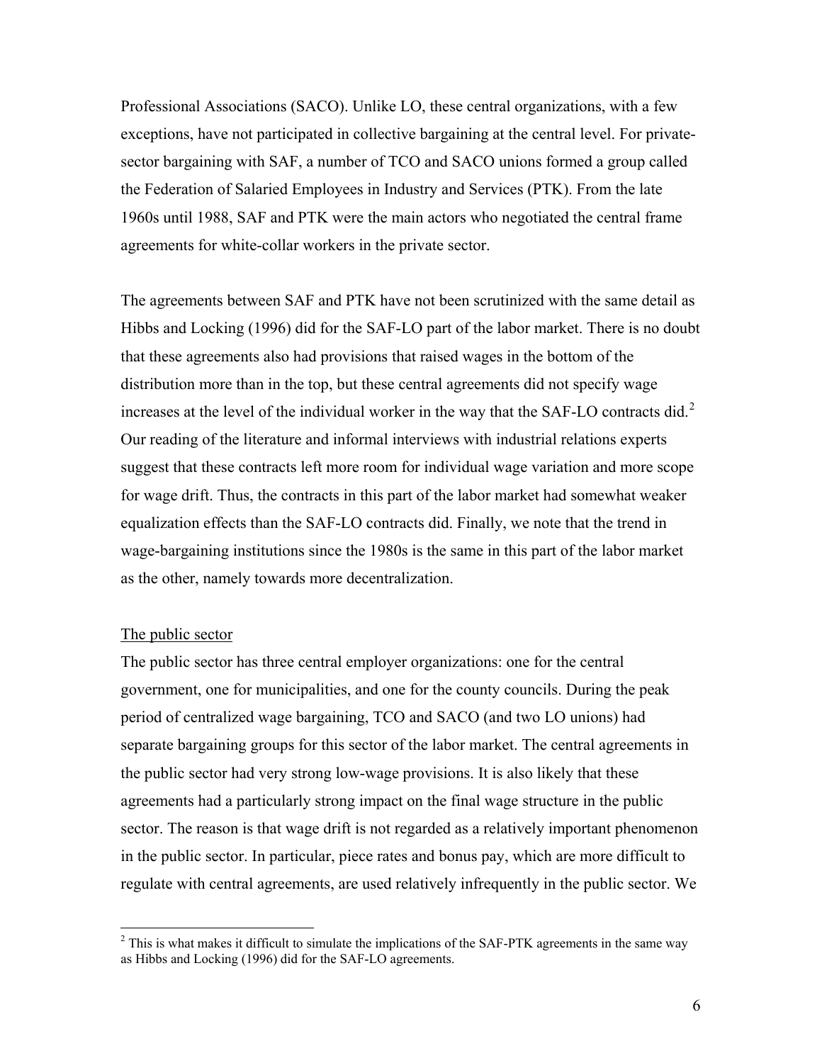Professional Associations (SACO). Unlike LO, these central organizations, with a few exceptions, have not participated in collective bargaining at the central level. For private-sector bargaining with SAF, a number of TCO and SACO unions formed a group called the Federation of Salaried Employees in Industry and Services (PTK). From the late 1960s until 1988, SAF and PTK were the main actors who negotiated the central frame agreements for white-collar workers in the private sector.

The agreements between SAF and PTK have not been scrutinized with the same detail as Hibbs and Locking (1996) did for the SAF-LO part of the labor market. There is no doubt that these agreements also had provisions that raised wages in the bottom of the distribution more than in the top, but these central agreements did not specify wage increases at the level of the individual worker in the way that the SAF-LO contracts did.[2] Our reading of the literature and informal interviews with industrial relations experts suggest that these contracts left more room for individual wage variation and more scope for wage drift. Thus, the contracts in this part of the labor market had somewhat weaker equalization effects than the SAF-LO contracts did. Finally, we note that the trend in wage-bargaining institutions since the 1980s is the same in this part of the labor market as the other, namely towards more decentralization.

### The public sector

The public sector has three central employer organizations: one for the central government, one for municipalities, and one for the county councils. During the peak period of centralized wage bargaining, TCO and SACO (and two LO unions) had separate bargaining groups for this sector of the labor market. The central agreements in the public sector had very strong low-wage provisions. It is also likely that these agreements had a particularly strong impact on the final wage structure in the public sector. The reason is that wage drift is not regarded as a relatively important phenomenon in the public sector. In particular, piece rates and bonus pay, which are more difficult to regulate with central agreements, are used relatively infrequently in the public sector. We

[2] This is what makes it difficult to simulate the implications of the SAF-PTK agreements in the same way as Hibbs and Locking (1996) did for the SAF-LO agreements.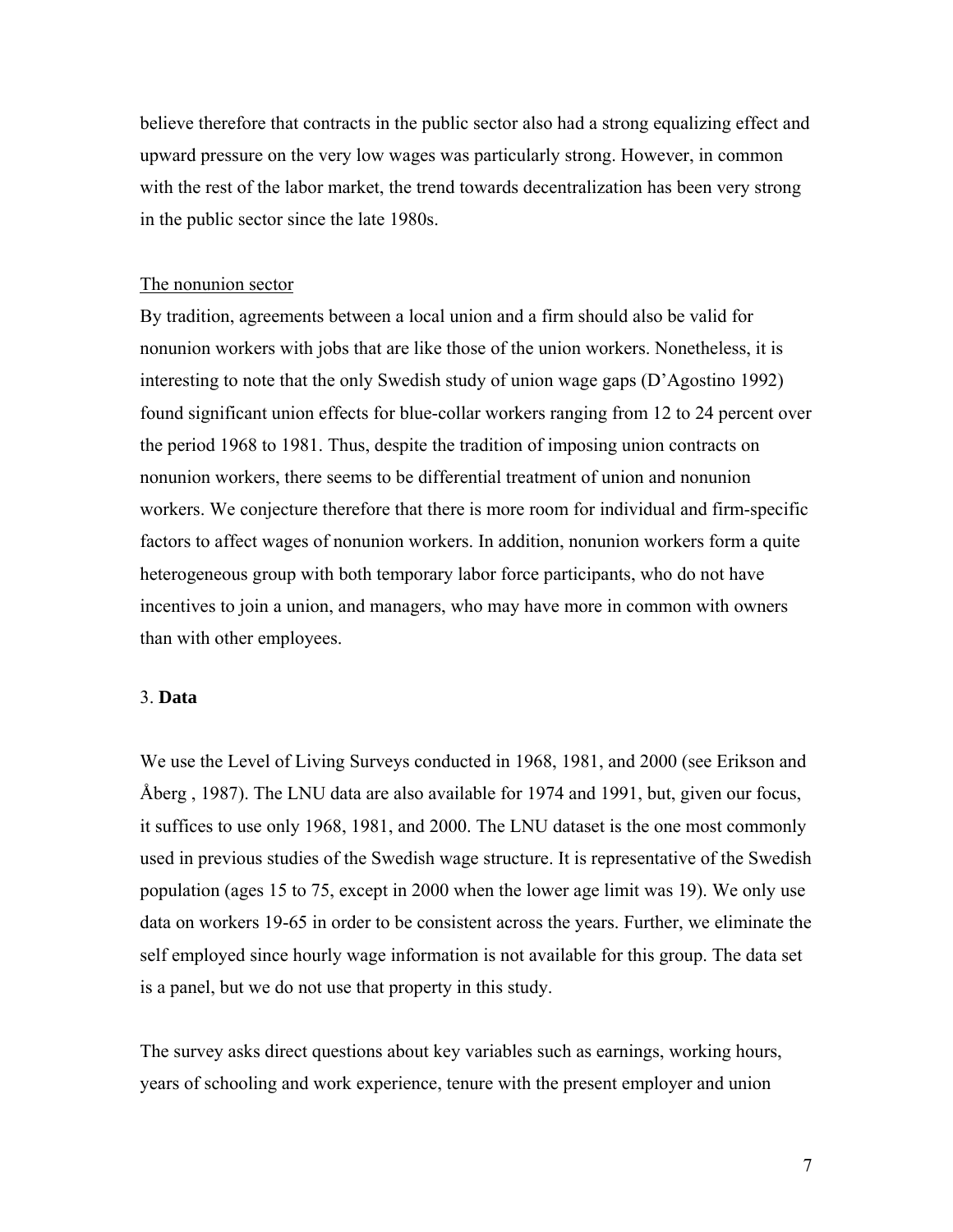believe therefore that contracts in the public sector also had a strong equalizing effect and upward pressure on the very low wages was particularly strong. However, in common with the rest of the labor market, the trend towards decentralization has been very strong in the public sector since the late 1980s.

<u>The nonunion sector</u>

By tradition, agreements between a local union and a firm should also be valid for nonunion workers with jobs that are like those of the union workers. Nonetheless, it is interesting to note that the only Swedish study of union wage gaps (D'Agostino 1992) found significant union effects for blue-collar workers ranging from 12 to 24 percent over the period 1968 to 1981. Thus, despite the tradition of imposing union contracts on nonunion workers, there seems to be differential treatment of union and nonunion workers. We conjecture therefore that there is more room for individual and firm-specific factors to affect wages of nonunion workers. In addition, nonunion workers form a quite heterogeneous group with both temporary labor force participants, who do not have incentives to join a union, and managers, who may have more in common with owners than with other employees.

## 3. **Data**

We use the Level of Living Surveys conducted in 1968, 1981, and 2000 (see Erikson and Åberg , 1987). The LNU data are also available for 1974 and 1991, but, given our focus, it suffices to use only 1968, 1981, and 2000. The LNU dataset is the one most commonly used in previous studies of the Swedish wage structure. It is representative of the Swedish population (ages 15 to 75, except in 2000 when the lower age limit was 19). We only use data on workers 19-65 in order to be consistent across the years. Further, we eliminate the self employed since hourly wage information is not available for this group. The data set is a panel, but we do not use that property in this study.

The survey asks direct questions about key variables such as earnings, working hours, years of schooling and work experience, tenure with the present employer and union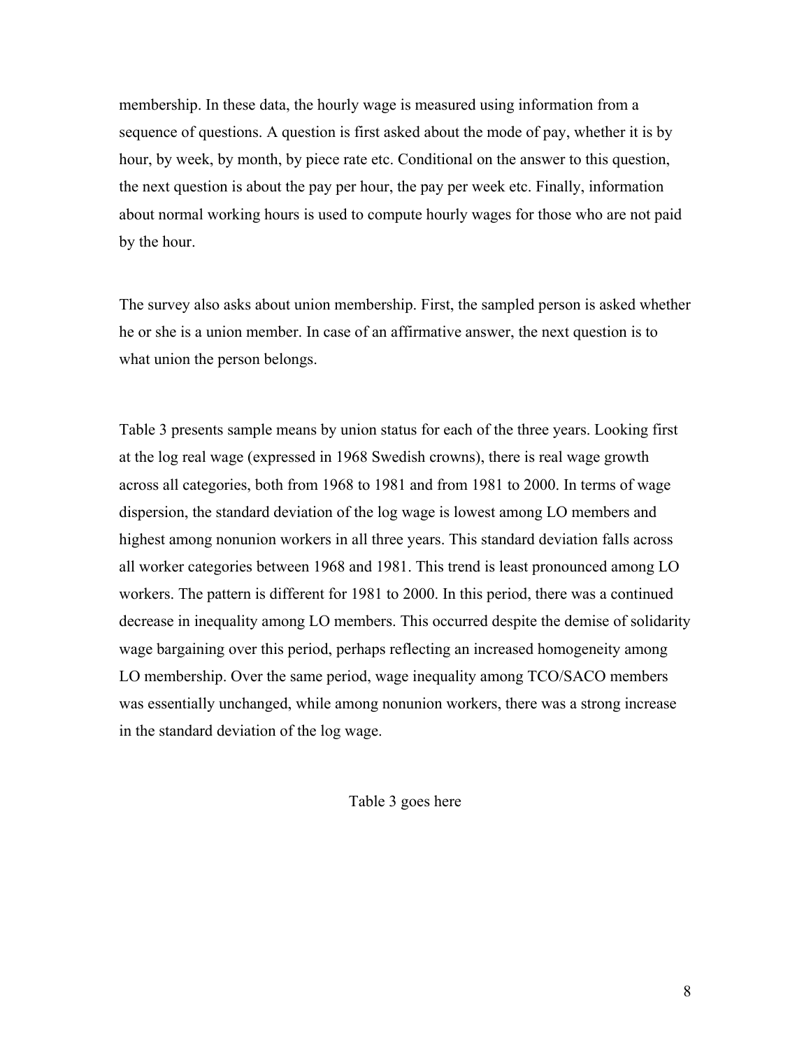membership. In these data, the hourly wage is measured using information from a sequence of questions. A question is first asked about the mode of pay, whether it is by hour, by week, by month, by piece rate etc. Conditional on the answer to this question, the next question is about the pay per hour, the pay per week etc. Finally, information about normal working hours is used to compute hourly wages for those who are not paid by the hour.

The survey also asks about union membership. First, the sampled person is asked whether he or she is a union member. In case of an affirmative answer, the next question is to what union the person belongs.

Table 3 presents sample means by union status for each of the three years. Looking first at the log real wage (expressed in 1968 Swedish crowns), there is real wage growth across all categories, both from 1968 to 1981 and from 1981 to 2000. In terms of wage dispersion, the standard deviation of the log wage is lowest among LO members and highest among nonunion workers in all three years. This standard deviation falls across all worker categories between 1968 and 1981. This trend is least pronounced among LO workers. The pattern is different for 1981 to 2000. In this period, there was a continued decrease in inequality among LO members. This occurred despite the demise of solidarity wage bargaining over this period, perhaps reflecting an increased homogeneity among LO membership. Over the same period, wage inequality among TCO/SACO members was essentially unchanged, while among nonunion workers, there was a strong increase in the standard deviation of the log wage.

Table 3 goes here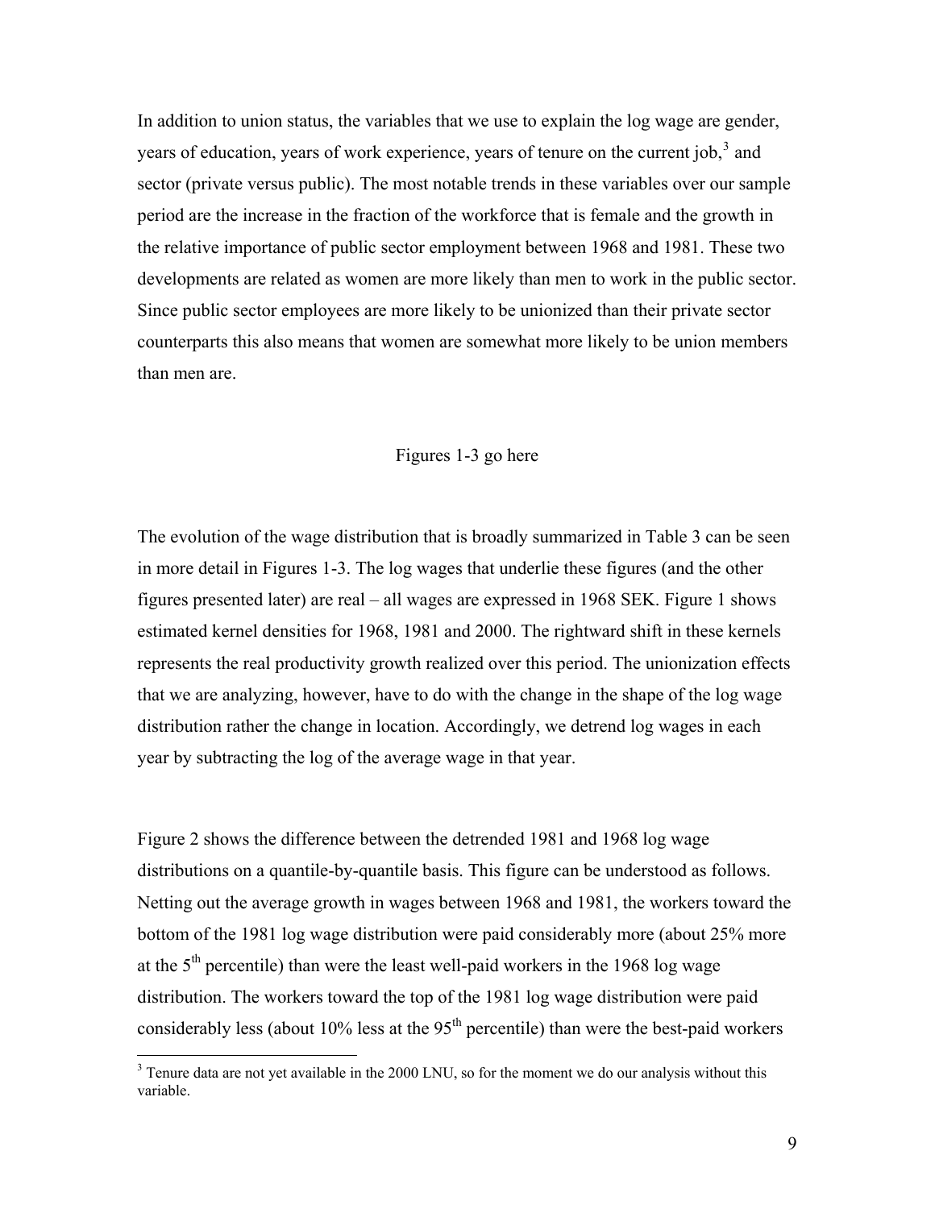In addition to union status, the variables that we use to explain the log wage are gender, years of education, years of work experience, years of tenure on the current job,[3] and sector (private versus public). The most notable trends in these variables over our sample period are the increase in the fraction of the workforce that is female and the growth in the relative importance of public sector employment between 1968 and 1981. These two developments are related as women are more likely than men to work in the public sector. Since public sector employees are more likely to be unionized than their private sector counterparts this also means that women are somewhat more likely to be union members than men are.

Figures 1-3 go here

The evolution of the wage distribution that is broadly summarized in Table 3 can be seen in more detail in Figures 1-3. The log wages that underlie these figures (and the other figures presented later) are real – all wages are expressed in 1968 SEK. Figure 1 shows estimated kernel densities for 1968, 1981 and 2000. The rightward shift in these kernels represents the real productivity growth realized over this period. The unionization effects that we are analyzing, however, have to do with the change in the shape of the log wage distribution rather the change in location. Accordingly, we detrend log wages in each year by subtracting the log of the average wage in that year.

Figure 2 shows the difference between the detrended 1981 and 1968 log wage distributions on a quantile-by-quantile basis. This figure can be understood as follows. Netting out the average growth in wages between 1968 and 1981, the workers toward the bottom of the 1981 log wage distribution were paid considerably more (about 25% more at the 5th percentile) than were the least well-paid workers in the 1968 log wage distribution. The workers toward the top of the 1981 log wage distribution were paid considerably less (about 10% less at the 95th percentile) than were the best-paid workers

[3] Tenure data are not yet available in the 2000 LNU, so for the moment we do our analysis without this variable.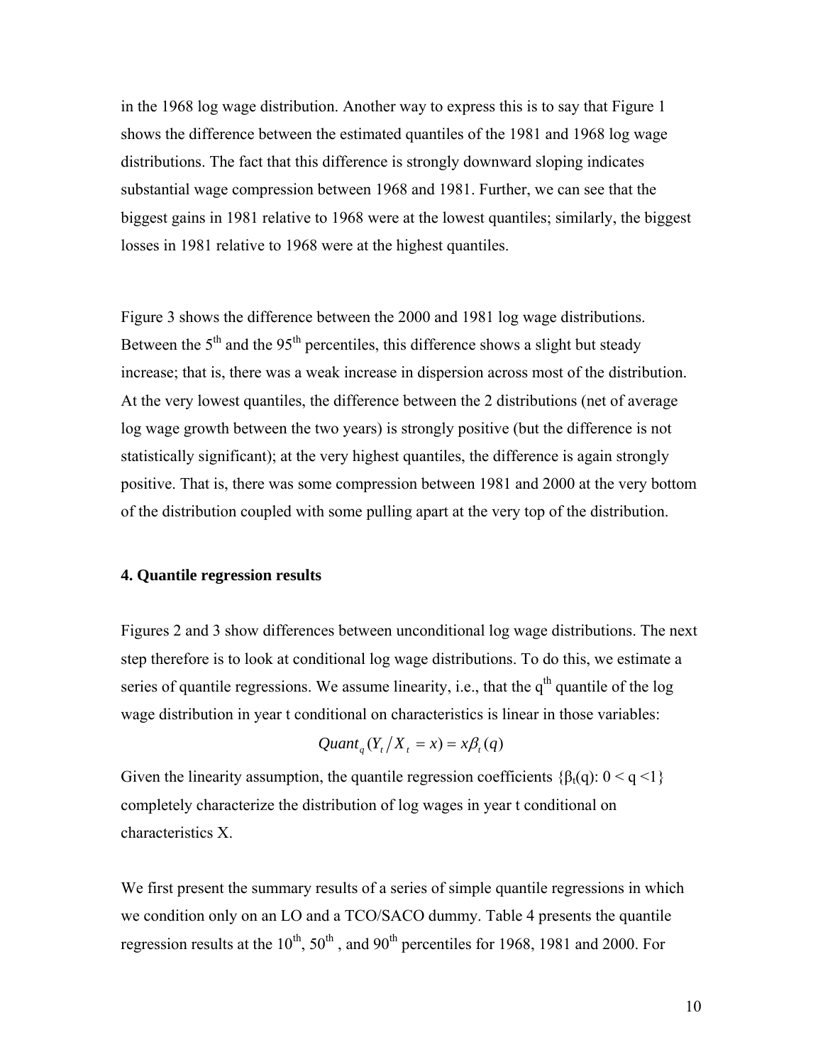in the 1968 log wage distribution. Another way to express this is to say that Figure 1 shows the difference between the estimated quantiles of the 1981 and 1968 log wage distributions. The fact that this difference is strongly downward sloping indicates substantial wage compression between 1968 and 1981. Further, we can see that the biggest gains in 1981 relative to 1968 were at the lowest quantiles; similarly, the biggest losses in 1981 relative to 1968 were at the highest quantiles.

Figure 3 shows the difference between the 2000 and 1981 log wage distributions. Between the 5$^{th}$ and the 95$^{th}$ percentiles, this difference shows a slight but steady increase; that is, there was a weak increase in dispersion across most of the distribution. At the very lowest quantiles, the difference between the 2 distributions (net of average log wage growth between the two years) is strongly positive (but the difference is not statistically significant); at the very highest quantiles, the difference is again strongly positive. That is, there was some compression between 1981 and 2000 at the very bottom of the distribution coupled with some pulling apart at the very top of the distribution.

### 4. Quantile regression results

Figures 2 and 3 show differences between unconditional log wage distributions. The next step therefore is to look at conditional log wage distributions. To do this, we estimate a series of quantile regressions. We assume linearity, i.e., that the q$^{th}$ quantile of the log wage distribution in year t conditional on characteristics is linear in those variables:

$$Quant_q(Y_t / X_t = x) = x\beta_t(q)$$

Given the linearity assumption, the quantile regression coefficients $\{\beta_t(q): 0 < q < 1\}$ completely characterize the distribution of log wages in year t conditional on characteristics X.

We first present the summary results of a series of simple quantile regressions in which we condition only on an LO and a TCO/SACO dummy. Table 4 presents the quantile regression results at the 10$^{th}$, 50$^{th}$ , and 90$^{th}$ percentiles for 1968, 1981 and 2000. For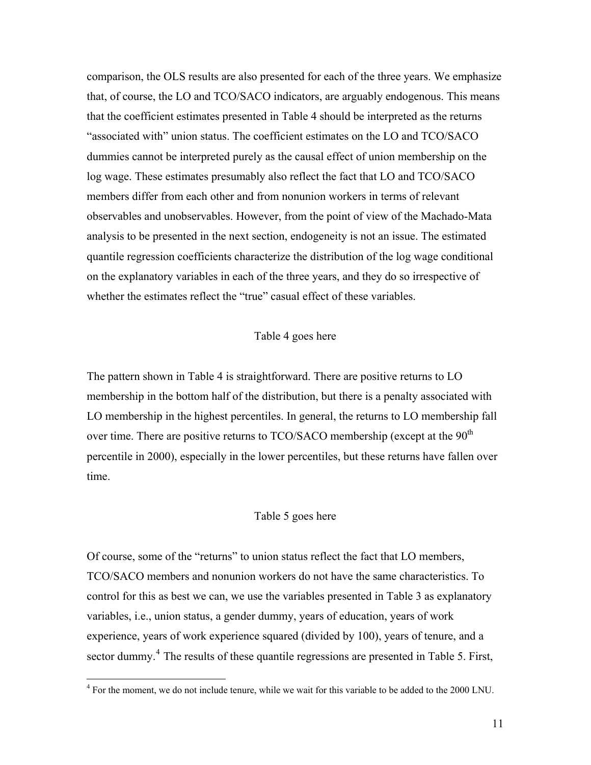comparison, the OLS results are also presented for each of the three years. We emphasize that, of course, the LO and TCO/SACO indicators, are arguably endogenous. This means that the coefficient estimates presented in Table 4 should be interpreted as the returns "associated with" union status. The coefficient estimates on the LO and TCO/SACO dummies cannot be interpreted purely as the causal effect of union membership on the log wage. These estimates presumably also reflect the fact that LO and TCO/SACO members differ from each other and from nonunion workers in terms of relevant observables and unobservables. However, from the point of view of the Machado-Mata analysis to be presented in the next section, endogeneity is not an issue. The estimated quantile regression coefficients characterize the distribution of the log wage conditional on the explanatory variables in each of the three years, and they do so irrespective of whether the estimates reflect the "true" casual effect of these variables.

Table 4 goes here

The pattern shown in Table 4 is straightforward. There are positive returns to LO membership in the bottom half of the distribution, but there is a penalty associated with LO membership in the highest percentiles. In general, the returns to LO membership fall over time. There are positive returns to TCO/SACO membership (except at the 90th percentile in 2000), especially in the lower percentiles, but these returns have fallen over time.

Table 5 goes here

Of course, some of the "returns" to union status reflect the fact that LO members, TCO/SACO members and nonunion workers do not have the same characteristics. To control for this as best we can, we use the variables presented in Table 3 as explanatory variables, i.e., union status, a gender dummy, years of education, years of work experience, years of work experience squared (divided by 100), years of tenure, and a sector dummy.[4] The results of these quantile regressions are presented in Table 5. First,

[4] For the moment, we do not include tenure, while we wait for this variable to be added to the 2000 LNU.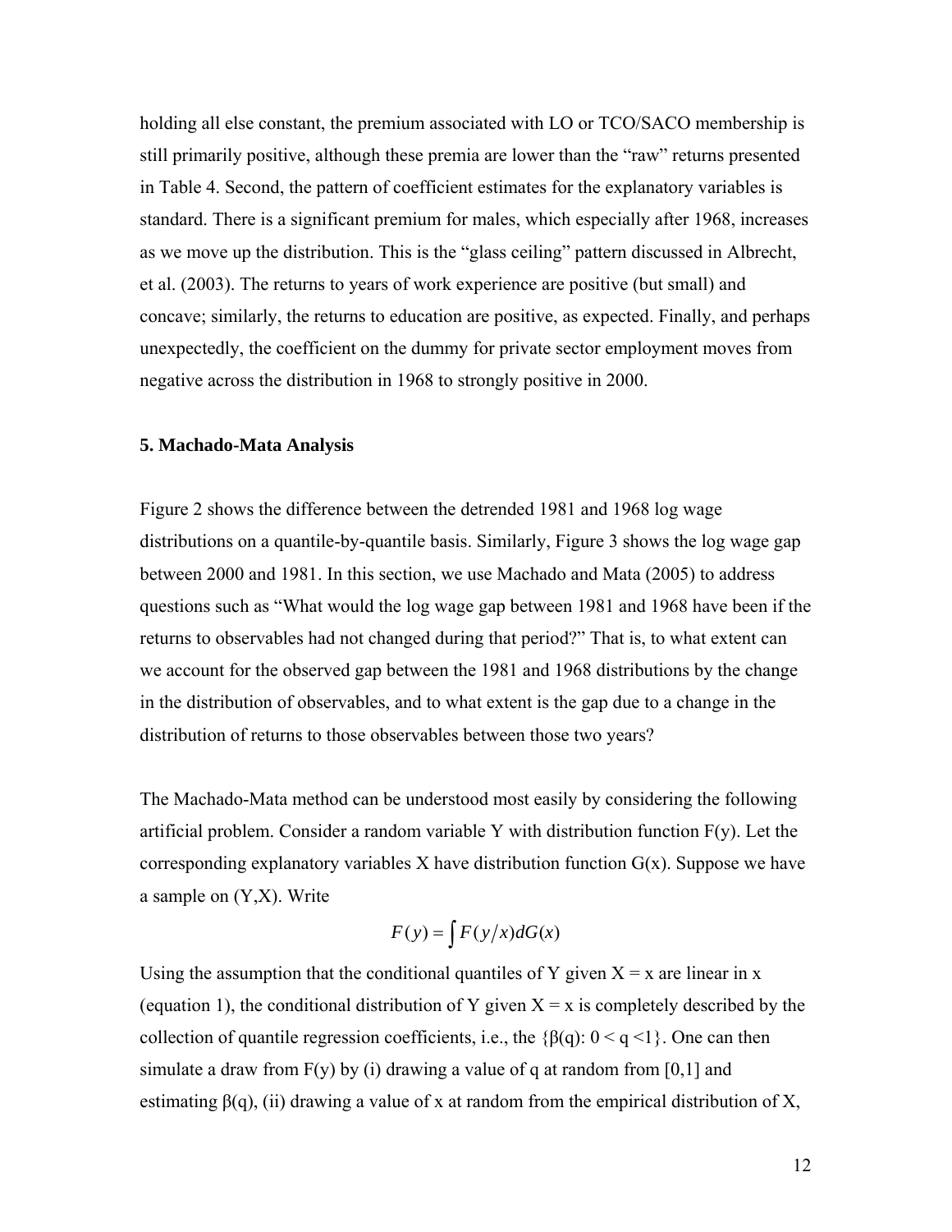holding all else constant, the premium associated with LO or TCO/SACO membership is still primarily positive, although these premia are lower than the "raw" returns presented in Table 4. Second, the pattern of coefficient estimates for the explanatory variables is standard. There is a significant premium for males, which especially after 1968, increases as we move up the distribution. This is the "glass ceiling" pattern discussed in Albrecht, et al. (2003). The returns to years of work experience are positive (but small) and concave; similarly, the returns to education are positive, as expected. Finally, and perhaps unexpectedly, the coefficient on the dummy for private sector employment moves from negative across the distribution in 1968 to strongly positive in 2000.

### 5. Machado-Mata Analysis

Figure 2 shows the difference between the detrended 1981 and 1968 log wage distributions on a quantile-by-quantile basis. Similarly, Figure 3 shows the log wage gap between 2000 and 1981. In this section, we use Machado and Mata (2005) to address questions such as "What would the log wage gap between 1981 and 1968 have been if the returns to observables had not changed during that period?" That is, to what extent can we account for the observed gap between the 1981 and 1968 distributions by the change in the distribution of observables, and to what extent is the gap due to a change in the distribution of returns to those observables between those two years?

The Machado-Mata method can be understood most easily by considering the following artificial problem. Consider a random variable Y with distribution function F(y). Let the corresponding explanatory variables X have distribution function G(x). Suppose we have a sample on (Y,X). Write

$$F(y) = \int F(y/x)dG(x)$$

Using the assumption that the conditional quantiles of Y given X = x are linear in x (equation 1), the conditional distribution of Y given X = x is completely described by the collection of quantile regression coefficients, i.e., the $\{\beta(q): 0 < q < 1\}$. One can then simulate a draw from F(y) by (i) drawing a value of q at random from [0,1] and estimating $\beta(q)$, (ii) drawing a value of x at random from the empirical distribution of X,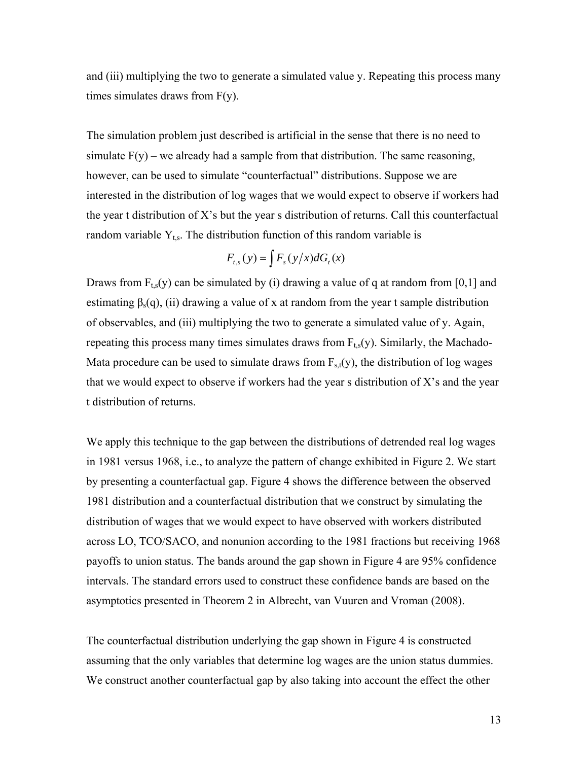and (iii) multiplying the two to generate a simulated value y. Repeating this process many times simulates draws from F(y).

The simulation problem just described is artificial in the sense that there is no need to simulate F(y) – we already had a sample from that distribution. The same reasoning, however, can be used to simulate "counterfactual" distributions. Suppose we are interested in the distribution of log wages that we would expect to observe if workers had the year t distribution of X's but the year s distribution of returns. Call this counterfactual random variable $Y_{t,s}$. The distribution function of this random variable is

$$F_{t,s}(y) = \int F_s(y/x) dG_t(x)$$

Draws from $F_{t,s}(y)$ can be simulated by (i) drawing a value of q at random from [0,1] and estimating $\beta_s(q)$, (ii) drawing a value of x at random from the year t sample distribution of observables, and (iii) multiplying the two to generate a simulated value of y. Again, repeating this process many times simulates draws from $F_{t,s}(y)$. Similarly, the Machado-Mata procedure can be used to simulate draws from $F_{s,t}(y)$, the distribution of log wages that we would expect to observe if workers had the year s distribution of X's and the year t distribution of returns.

We apply this technique to the gap between the distributions of detrended real log wages in 1981 versus 1968, i.e., to analyze the pattern of change exhibited in Figure 2. We start by presenting a counterfactual gap. Figure 4 shows the difference between the observed 1981 distribution and a counterfactual distribution that we construct by simulating the distribution of wages that we would expect to have observed with workers distributed across LO, TCO/SACO, and nonunion according to the 1981 fractions but receiving 1968 payoffs to union status. The bands around the gap shown in Figure 4 are 95% confidence intervals. The standard errors used to construct these confidence bands are based on the asymptotics presented in Theorem 2 in Albrecht, van Vuuren and Vroman (2008).

The counterfactual distribution underlying the gap shown in Figure 4 is constructed assuming that the only variables that determine log wages are the union status dummies. We construct another counterfactual gap by also taking into account the effect the other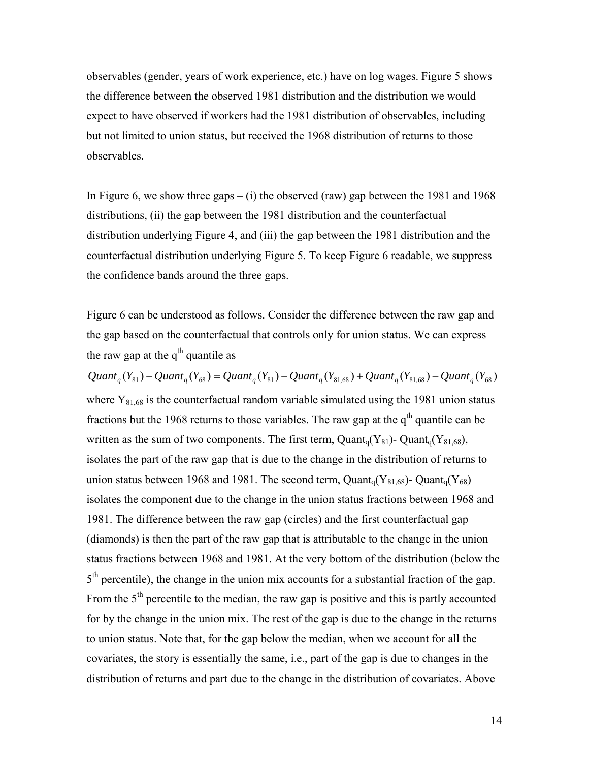observables (gender, years of work experience, etc.) have on log wages. Figure 5 shows the difference between the observed 1981 distribution and the distribution we would expect to have observed if workers had the 1981 distribution of observables, including but not limited to union status, but received the 1968 distribution of returns to those observables.

In Figure 6, we show three gaps – (i) the observed (raw) gap between the 1981 and 1968 distributions, (ii) the gap between the 1981 distribution and the counterfactual distribution underlying Figure 4, and (iii) the gap between the 1981 distribution and the counterfactual distribution underlying Figure 5. To keep Figure 6 readable, we suppress the confidence bands around the three gaps.

Figure 6 can be understood as follows. Consider the difference between the raw gap and the gap based on the counterfactual that controls only for union status. We can express the raw gap at the $q^{th}$ quantile as

$$Quant_q(Y_{81}) - Quant_q(Y_{68}) = Quant_q(Y_{81}) - Quant_q(Y_{81,68}) + Quant_q(Y_{81,68}) - Quant_q(Y_{68})$$

where $Y_{81,68}$ is the counterfactual random variable simulated using the 1981 union status fractions but the 1968 returns to those variables. The raw gap at the $q^{th}$ quantile can be written as the sum of two components. The first term, $Quant_q(Y_{81})$- $Quant_q(Y_{81,68})$, isolates the part of the raw gap that is due to the change in the distribution of returns to union status between 1968 and 1981. The second term, $Quant_q(Y_{81,68})$- $Quant_q(Y_{68})$ isolates the component due to the change in the union status fractions between 1968 and 1981. The difference between the raw gap (circles) and the first counterfactual gap (diamonds) is then the part of the raw gap that is attributable to the change in the union status fractions between 1968 and 1981. At the very bottom of the distribution (below the $5^{th}$ percentile), the change in the union mix accounts for a substantial fraction of the gap. From the $5^{th}$ percentile to the median, the raw gap is positive and this is partly accounted for by the change in the union mix. The rest of the gap is due to the change in the returns to union status. Note that, for the gap below the median, when we account for all the covariates, the story is essentially the same, i.e., part of the gap is due to changes in the distribution of returns and part due to the change in the distribution of covariates. Above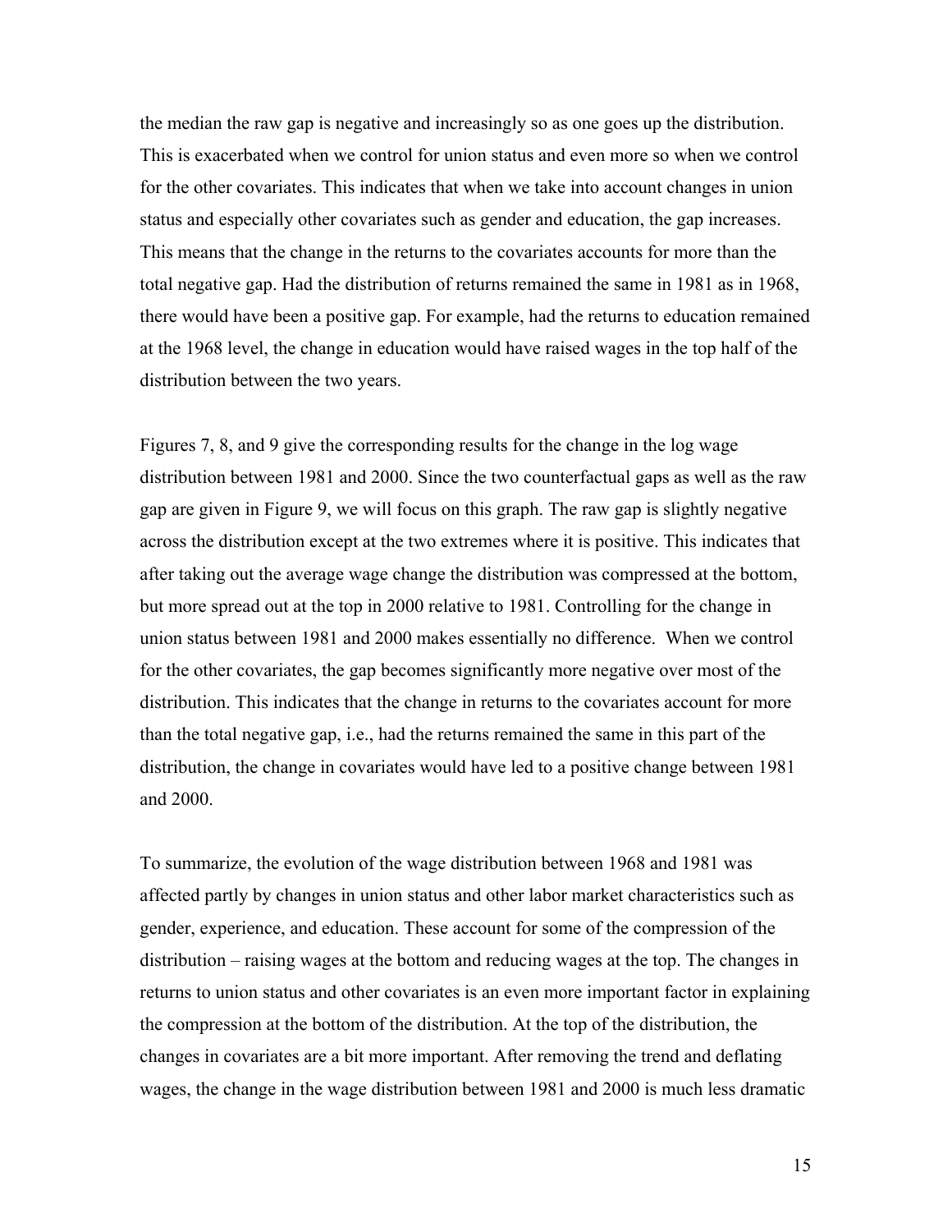the median the raw gap is negative and increasingly so as one goes up the distribution. This is exacerbated when we control for union status and even more so when we control for the other covariates. This indicates that when we take into account changes in union status and especially other covariates such as gender and education, the gap increases. This means that the change in the returns to the covariates accounts for more than the total negative gap. Had the distribution of returns remained the same in 1981 as in 1968, there would have been a positive gap. For example, had the returns to education remained at the 1968 level, the change in education would have raised wages in the top half of the distribution between the two years.

Figures 7, 8, and 9 give the corresponding results for the change in the log wage distribution between 1981 and 2000. Since the two counterfactual gaps as well as the raw gap are given in Figure 9, we will focus on this graph. The raw gap is slightly negative across the distribution except at the two extremes where it is positive. This indicates that after taking out the average wage change the distribution was compressed at the bottom, but more spread out at the top in 2000 relative to 1981. Controlling for the change in union status between 1981 and 2000 makes essentially no difference. When we control for the other covariates, the gap becomes significantly more negative over most of the distribution. This indicates that the change in returns to the covariates account for more than the total negative gap, i.e., had the returns remained the same in this part of the distribution, the change in covariates would have led to a positive change between 1981 and 2000.

To summarize, the evolution of the wage distribution between 1968 and 1981 was affected partly by changes in union status and other labor market characteristics such as gender, experience, and education. These account for some of the compression of the distribution – raising wages at the bottom and reducing wages at the top. The changes in returns to union status and other covariates is an even more important factor in explaining the compression at the bottom of the distribution. At the top of the distribution, the changes in covariates are a bit more important. After removing the trend and deflating wages, the change in the wage distribution between 1981 and 2000 is much less dramatic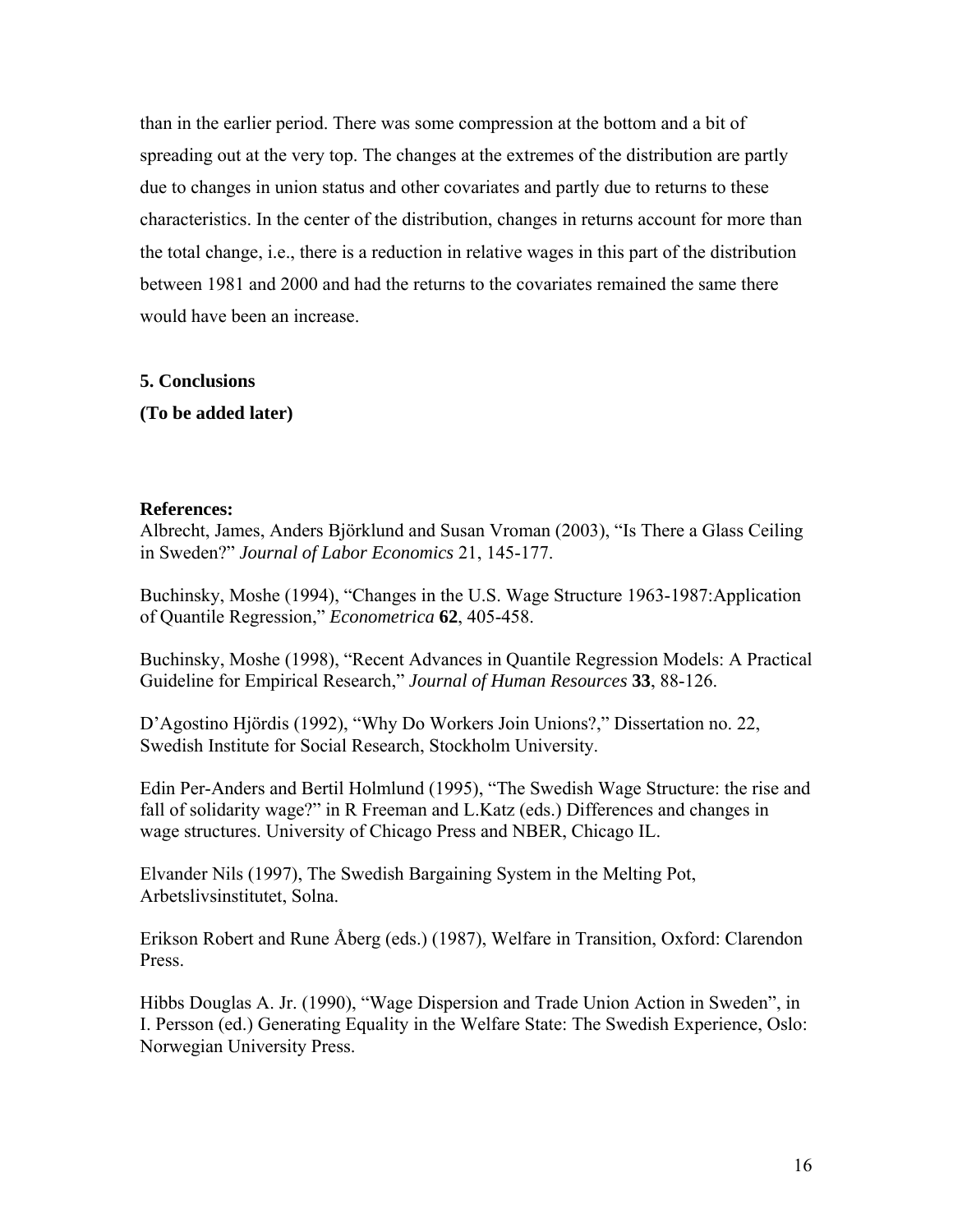than in the earlier period. There was some compression at the bottom and a bit of spreading out at the very top. The changes at the extremes of the distribution are partly due to changes in union status and other covariates and partly due to returns to these characteristics. In the center of the distribution, changes in returns account for more than the total change, i.e., there is a reduction in relative wages in this part of the distribution between 1981 and 2000 and had the returns to the covariates remained the same there would have been an increase.

## 5. Conclusions

**(To be added later)**

**References:**

Albrecht, James, Anders Björklund and Susan Vroman (2003), "Is There a Glass Ceiling in Sweden?" *Journal of Labor Economics* 21, 145-177.

Buchinsky, Moshe (1994), "Changes in the U.S. Wage Structure 1963-1987:Application of Quantile Regression," *Econometrica* **62**, 405-458.

Buchinsky, Moshe (1998), "Recent Advances in Quantile Regression Models: A Practical Guideline for Empirical Research," *Journal of Human Resources* **33**, 88-126.

D'Agostino Hjördis (1992), "Why Do Workers Join Unions?," Dissertation no. 22, Swedish Institute for Social Research, Stockholm University.

Edin Per-Anders and Bertil Holmlund (1995), "The Swedish Wage Structure: the rise and fall of solidarity wage?" in R Freeman and L.Katz (eds.) Differences and changes in wage structures. University of Chicago Press and NBER, Chicago IL.

Elvander Nils (1997), The Swedish Bargaining System in the Melting Pot, Arbetslivsinstitutet, Solna.

Erikson Robert and Rune Åberg (eds.) (1987), Welfare in Transition, Oxford: Clarendon Press.

Hibbs Douglas A. Jr. (1990), "Wage Dispersion and Trade Union Action in Sweden", in I. Persson (ed.) Generating Equality in the Welfare State: The Swedish Experience, Oslo: Norwegian University Press.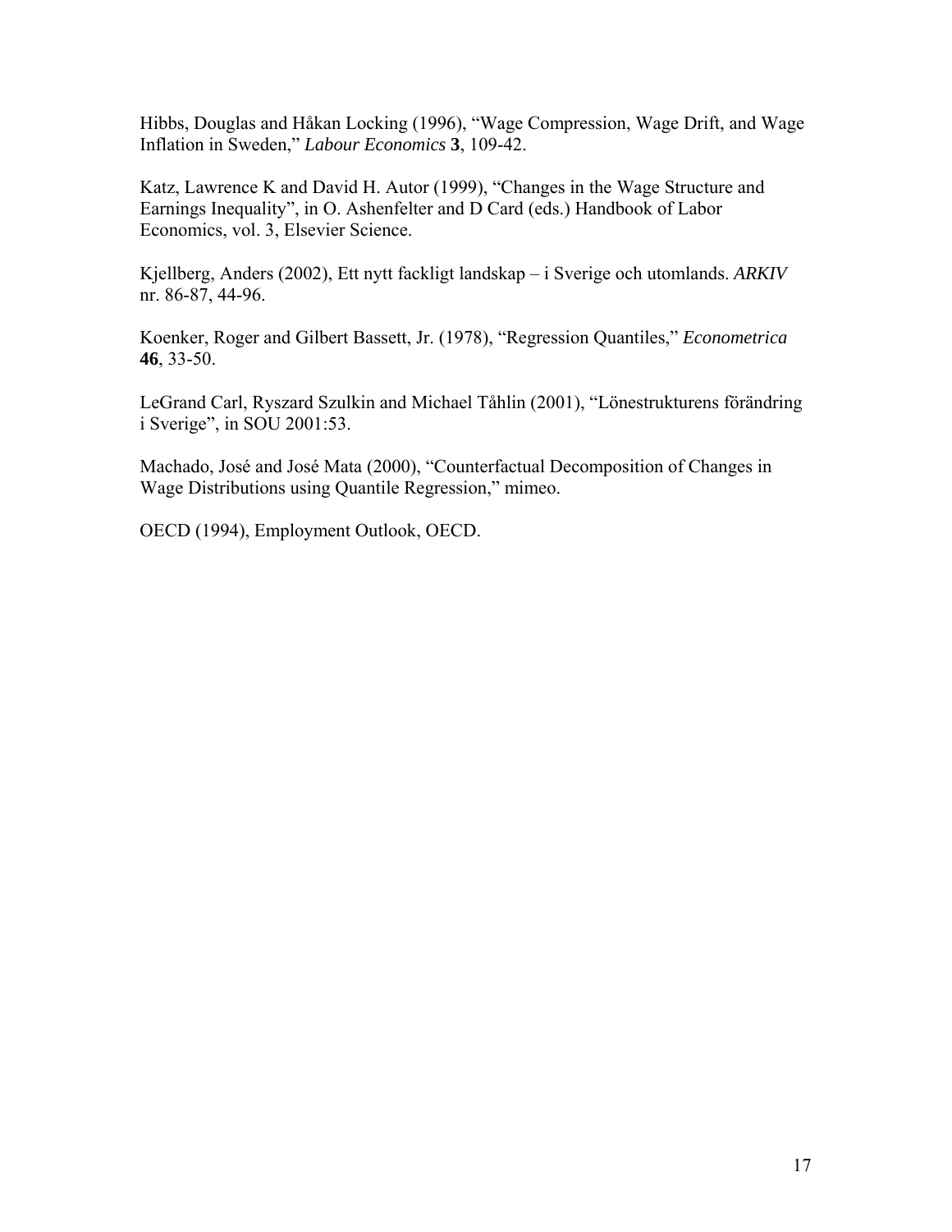Hibbs, Douglas and Håkan Locking (1996), "Wage Compression, Wage Drift, and Wage Inflation in Sweden," *Labour Economics* **3**, 109-42.

Katz, Lawrence K and David H. Autor (1999), "Changes in the Wage Structure and Earnings Inequality", in O. Ashenfelter and D Card (eds.) Handbook of Labor Economics, vol. 3, Elsevier Science.

Kjellberg, Anders (2002), Ett nytt fackligt landskap – i Sverige och utomlands. *ARKIV* nr. 86-87, 44-96.

Koenker, Roger and Gilbert Bassett, Jr. (1978), "Regression Quantiles," *Econometrica* **46**, 33-50.

LeGrand Carl, Ryszard Szulkin and Michael Tåhlin (2001), "Lönestrukturens förändring i Sverige", in SOU 2001:53.

Machado, José and José Mata (2000), "Counterfactual Decomposition of Changes in Wage Distributions using Quantile Regression," mimeo.

OECD (1994), Employment Outlook, OECD.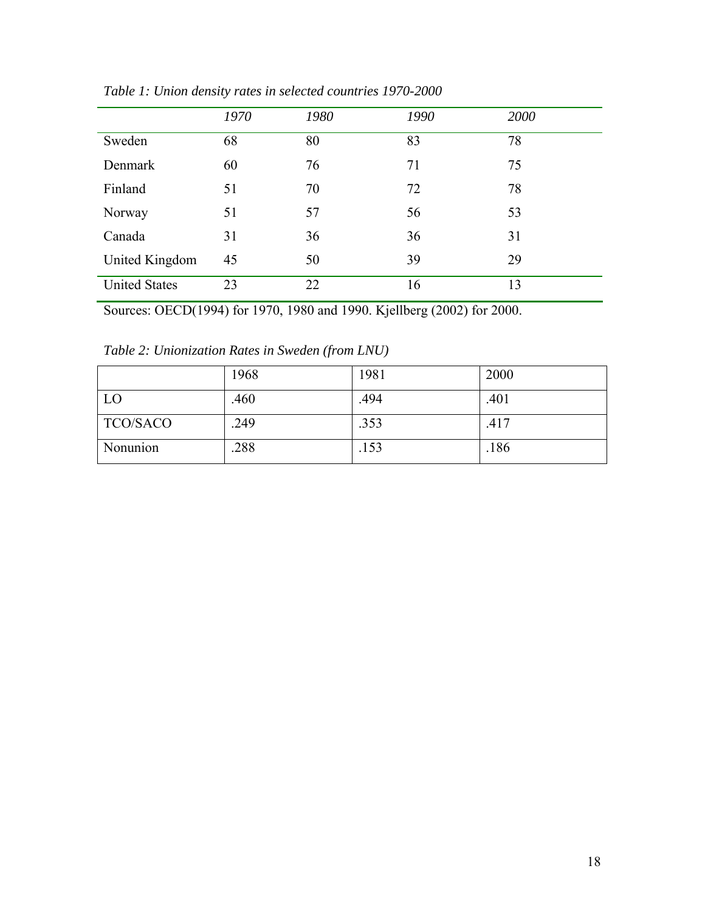*Table 1: Union density rates in selected countries 1970-2000*

| | *1970* | *1980* | *1990* | *2000* |
|---|---|---|---|---|
| Sweden | 68 | 80 | 83 | 78 |
| Denmark | 60 | 76 | 71 | 75 |
| Finland | 51 | 70 | 72 | 78 |
| Norway | 51 | 57 | 56 | 53 |
| Canada | 31 | 36 | 36 | 31 |
| United Kingdom | 45 | 50 | 39 | 29 |
| United States | 23 | 22 | 16 | 13 |

Sources: OECD(1994) for 1970, 1980 and 1990. Kjellberg (2002) for 2000.

*Table 2: Unionization Rates in Sweden (from LNU)*

| | 1968 | 1981 | 2000 |
|---|---|---|---|
| LO | .460 | .494 | .401 |
| TCO/SACO | .249 | .353 | .417 |
| Nonunion | .288 | .153 | .186 |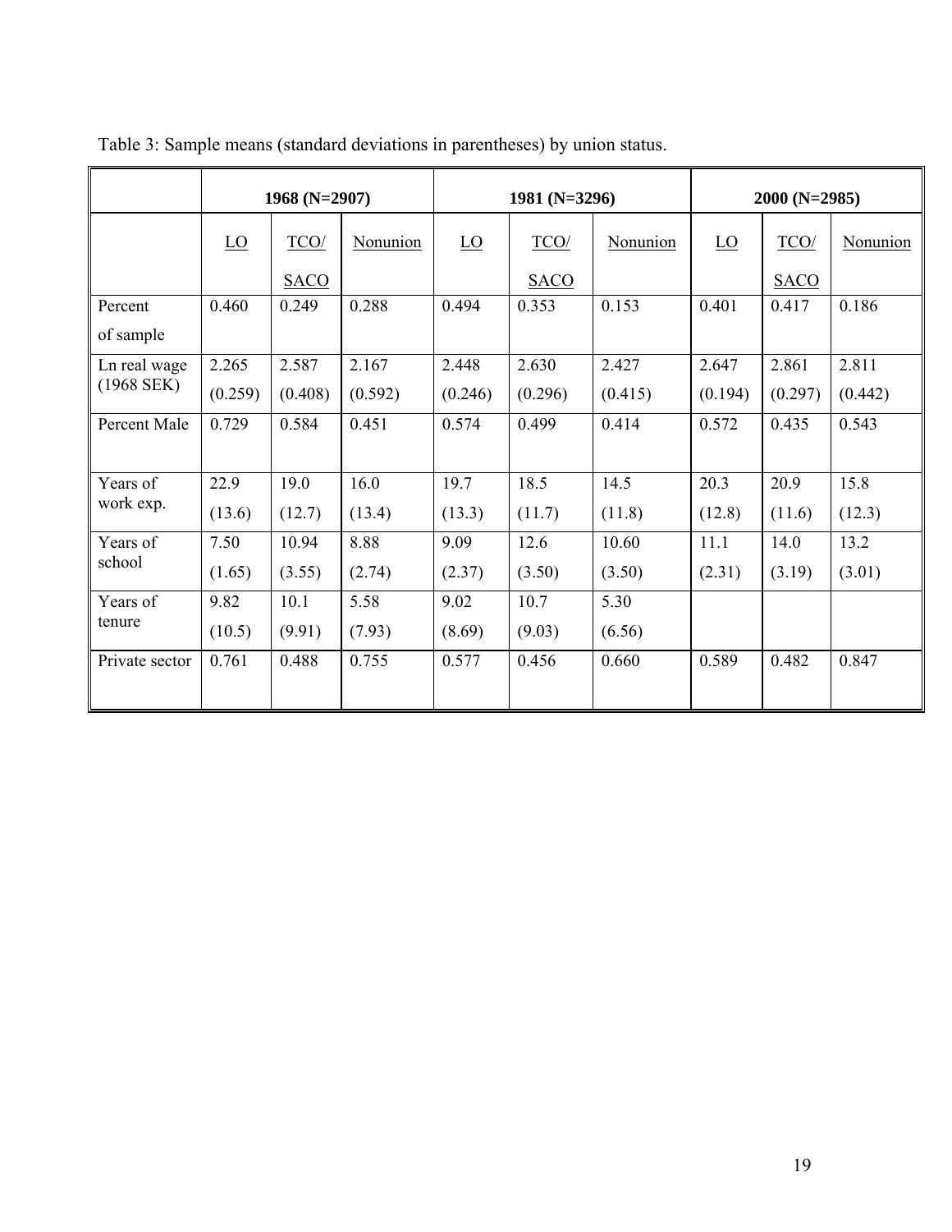Table 3: Sample means (standard deviations in parentheses) by union status.

| | 1968 (N=2907) | | | 1981 (N=3296) | | | 2000 (N=2985) | | |
|---|---|---|---|---|---|---|---|---|---|
| | LO | TCO/ SACO | Nonunion | LO | TCO/ SACO | Nonunion | LO | TCO/ SACO | Nonunion |
| Percent of sample | 0.460 | 0.249 | 0.288 | 0.494 | 0.353 | 0.153 | 0.401 | 0.417 | 0.186 |
| Ln real wage (1968 SEK) | 2.265 (0.259) | 2.587 (0.408) | 2.167 (0.592) | 2.448 (0.246) | 2.630 (0.296) | 2.427 (0.415) | 2.647 (0.194) | 2.861 (0.297) | 2.811 (0.442) |
| Percent Male | 0.729 | 0.584 | 0.451 | 0.574 | 0.499 | 0.414 | 0.572 | 0.435 | 0.543 |
| Years of work exp. | 22.9 (13.6) | 19.0 (12.7) | 16.0 (13.4) | 19.7 (13.3) | 18.5 (11.7) | 14.5 (11.8) | 20.3 (12.8) | 20.9 (11.6) | 15.8 (12.3) |
| Years of school | 7.50 (1.65) | 10.94 (3.55) | 8.88 (2.74) | 9.09 (2.37) | 12.6 (3.50) | 10.60 (3.50) | 11.1 (2.31) | 14.0 (3.19) | 13.2 (3.01) |
| Years of tenure | 9.82 (10.5) | 10.1 (9.91) | 5.58 (7.93) | 9.02 (8.69) | 10.7 (9.03) | 5.30 (6.56) | | | |
| Private sector | 0.761 | 0.488 | 0.755 | 0.577 | 0.456 | 0.660 | 0.589 | 0.482 | 0.847 |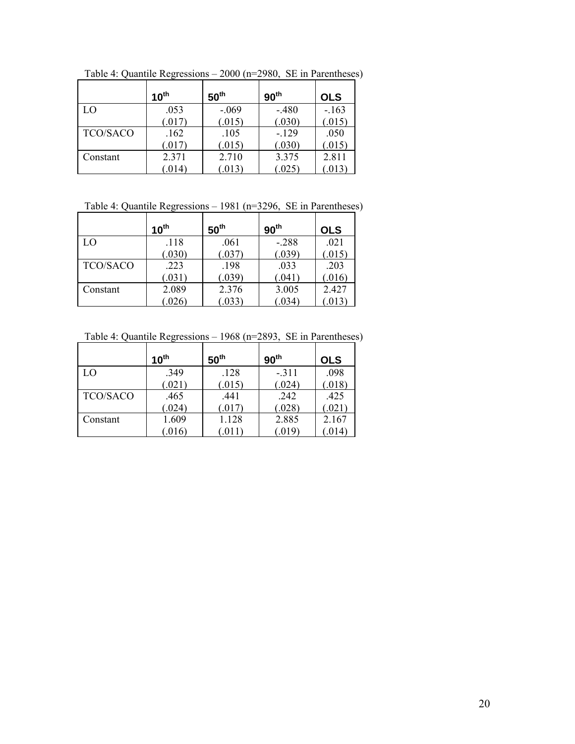Table 4: Quantile Regressions – 2000 (n=2980, SE in Parentheses)

| | 10[th] | 50[th] | 90[th] | OLS |
|---|---|---|---|---|
| LO | .053<br>(.017) | -.069<br>(.015) | -.480<br>(.030) | -.163<br>(.015) |
| TCO/SACO | .162<br>(.017) | .105<br>(.015) | -.129<br>(.030) | .050<br>(.015) |
| Constant | 2.371<br>(.014) | 2.710<br>(.013) | 3.375<br>(.025) | 2.811<br>(.013) |

Table 4: Quantile Regressions – 1981 (n=3296, SE in Parentheses)

| | 10[th] | 50[th] | 90[th] | OLS |
|---|---|---|---|---|
| LO | .118<br>(.030) | .061<br>(.037) | -.288<br>(.039) | .021<br>(.015) |
| TCO/SACO | .223<br>(.031) | .198<br>(.039) | .033<br>(.041) | .203<br>(.016) |
| Constant | 2.089<br>(.026) | 2.376<br>(.033) | 3.005<br>(.034) | 2.427<br>(.013) |

Table 4: Quantile Regressions – 1968 (n=2893, SE in Parentheses)

| | 10[th] | 50[th] | 90[th] | OLS |
|---|---|---|---|---|
| LO | .349<br>(.021) | .128<br>(.015) | -.311<br>(.024) | .098<br>(.018) |
| TCO/SACO | .465<br>(.024) | .441<br>(.017) | .242<br>(.028) | .425<br>(.021) |
| Constant | 1.609<br>(.016) | 1.128<br>(.011) | 2.885<br>(.019) | 2.167<br>(.014) |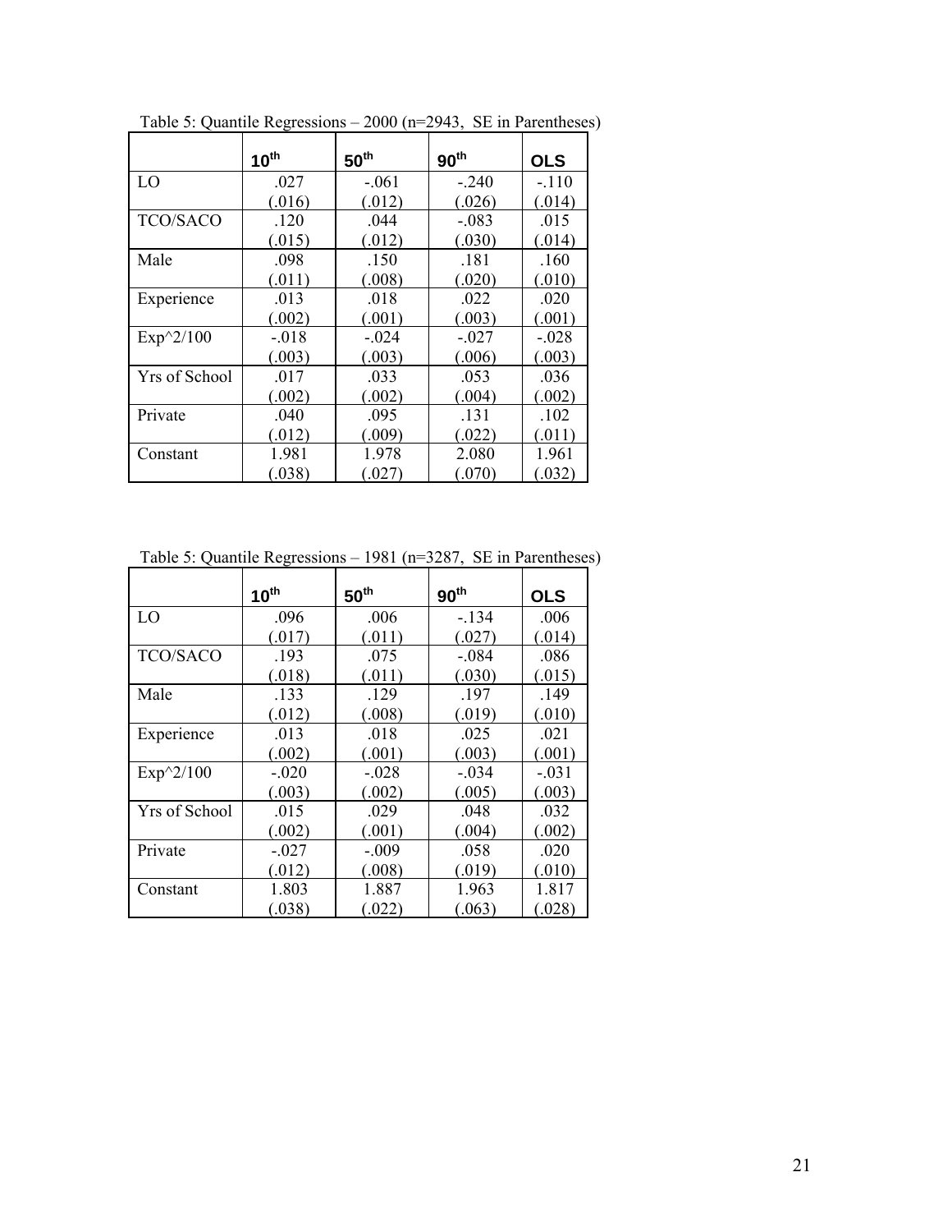Table 5: Quantile Regressions – 2000 (n=2943, SE in Parentheses)

| | $10^{th}$ | $50^{th}$ | $90^{th}$ | OLS |
|---|---|---|---|---|
| LO | .027<br>(.016) | -.061<br>(.012) | -.240<br>(.026) | -.110<br>(.014) |
| TCO/SACO | .120<br>(.015) | .044<br>(.012) | -.083<br>(.030) | .015<br>(.014) |
| Male | .098<br>(.011) | .150<br>(.008) | .181<br>(.020) | .160<br>(.010) |
| Experience | .013<br>(.002) | .018<br>(.001) | .022<br>(.003) | .020<br>(.001) |
| Exp^2/100 | -.018<br>(.003) | -.024<br>(.003) | -.027<br>(.006) | -.028<br>(.003) |
| Yrs of School | .017<br>(.002) | .033<br>(.002) | .053<br>(.004) | .036<br>(.002) |
| Private | .040<br>(.012) | .095<br>(.009) | .131<br>(.022) | .102<br>(.011) |
| Constant | 1.981<br>(.038) | 1.978<br>(.027) | 2.080<br>(.070) | 1.961<br>(.032) |

Table 5: Quantile Regressions – 1981 (n=3287, SE in Parentheses)

| | $10^{th}$ | $50^{th}$ | $90^{th}$ | OLS |
|---|---|---|---|---|
| LO | .096<br>(.017) | .006<br>(.011) | -.134<br>(.027) | .006<br>(.014) |
| TCO/SACO | .193<br>(.018) | .075<br>(.011) | -.084<br>(.030) | .086<br>(.015) |
| Male | .133<br>(.012) | .129<br>(.008) | .197<br>(.019) | .149<br>(.010) |
| Experience | .013<br>(.002) | .018<br>(.001) | .025<br>(.003) | .021<br>(.001) |
| Exp^2/100 | -.020<br>(.003) | -.028<br>(.002) | -.034<br>(.005) | -.031<br>(.003) |
| Yrs of School | .015<br>(.002) | .029<br>(.001) | .048<br>(.004) | .032<br>(.002) |
| Private | -.027<br>(.012) | -.009<br>(.008) | .058<br>(.019) | .020<br>(.010) |
| Constant | 1.803<br>(.038) | 1.887<br>(.022) | 1.963<br>(.063) | 1.817<br>(.028) |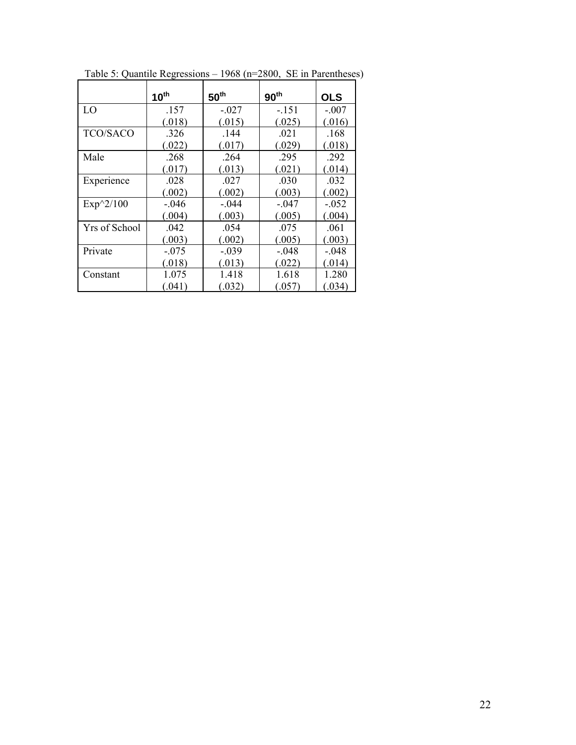Table 5: Quantile Regressions – 1968 (n=2800, SE in Parentheses)

| | $10^{th}$ | $50^{th}$ | $90^{th}$ | OLS |
|---|---|---|---|---|
| LO | .157 | -.027 | -.151 | -.007 |
| | (.018) | (.015) | (.025) | (.016) |
| TCO/SACO | .326 | .144 | .021 | .168 |
| | (.022) | (.017) | (.029) | (.018) |
| Male | .268 | .264 | .295 | .292 |
| | (.017) | (.013) | (.021) | (.014) |
| Experience | .028 | .027 | .030 | .032 |
| | (.002) | (.002) | (.003) | (.002) |
| Exp^2/100 | -.046 | -.044 | -.047 | -.052 |
| | (.004) | (.003) | (.005) | (.004) |
| Yrs of School | .042 | .054 | .075 | .061 |
| | (.003) | (.002) | (.005) | (.003) |
| Private | -.075 | -.039 | -.048 | -.048 |
| | (.018) | (.013) | (.022) | (.014) |
| Constant | 1.075 | 1.418 | 1.618 | 1.280 |
| | (.041) | (.032) | (.057) | (.034) |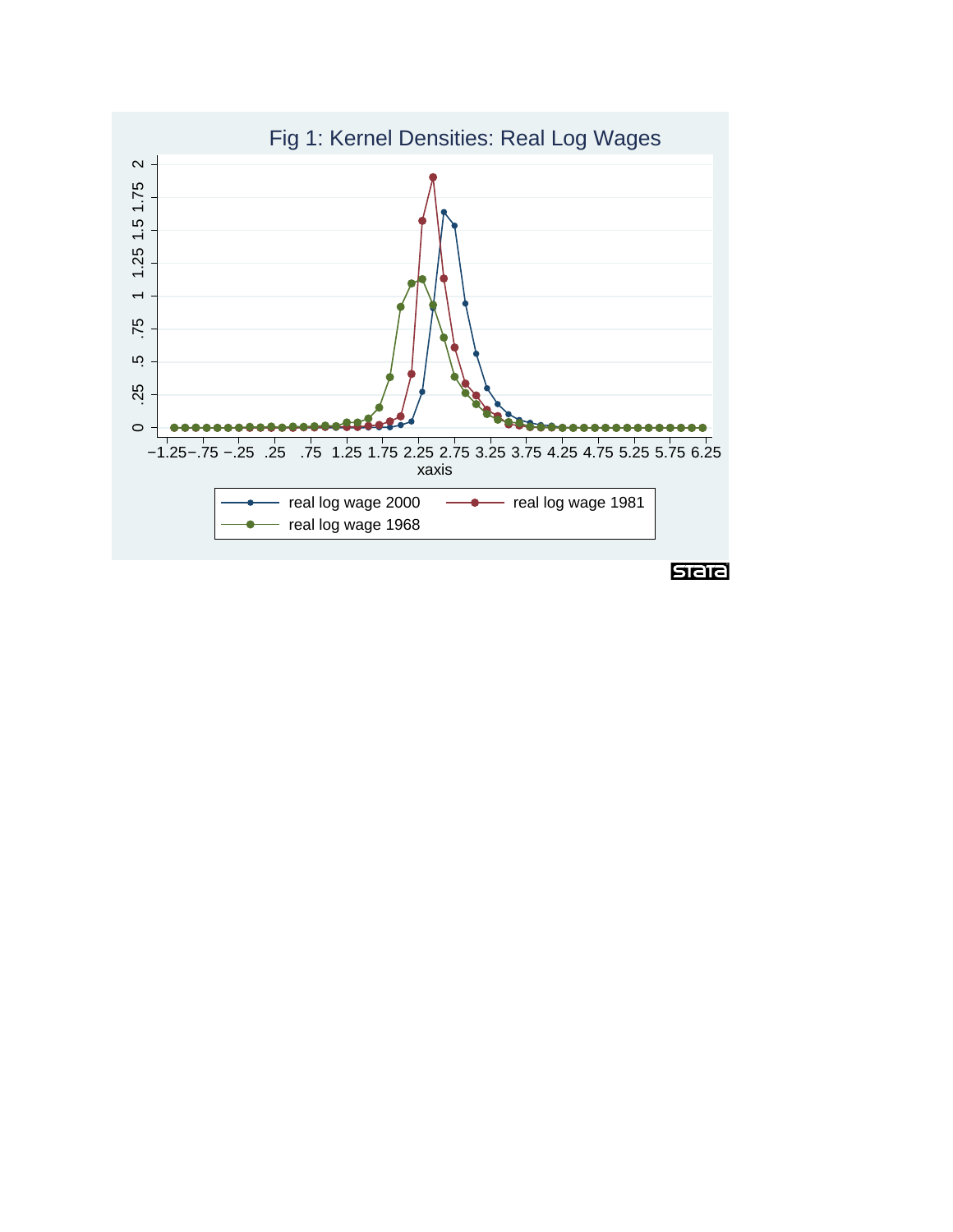Fig 1: Kernel Densities: Real Log Wages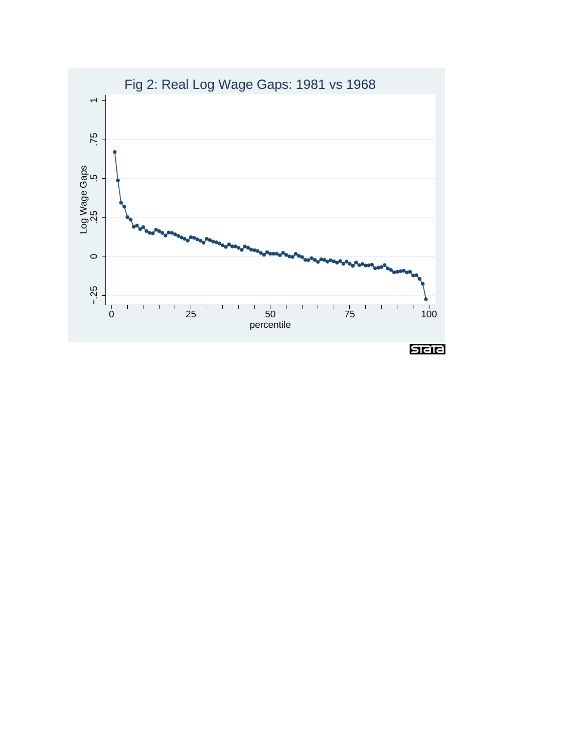Fig 2: Real Log Wage Gaps: 1981 vs 1968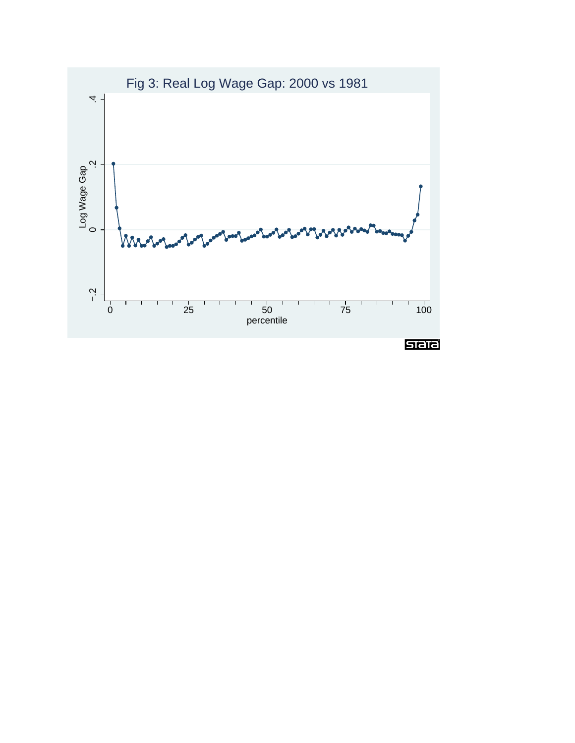Fig 3: Real Log Wage Gap: 2000 vs 1981

Log Wage Gap

.4

.2

0

−.2

0 25 50 75 100

percentile

Stata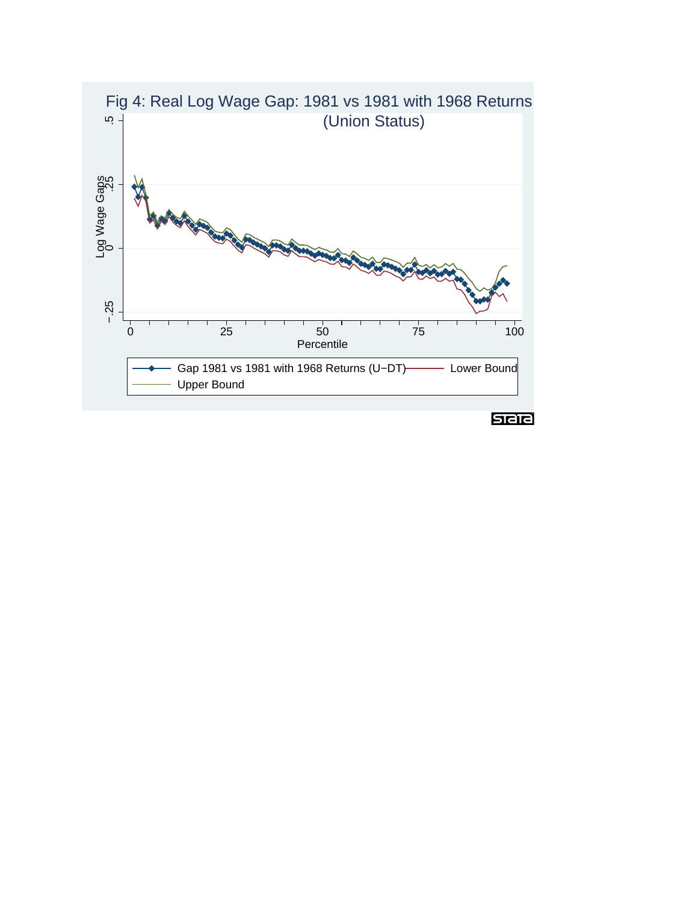Fig 4: Real Log Wage Gap: 1981 vs 1981 with 1968 Returns (Union Status)

Log Wage Gaps

.5

.25

0

−.25

0 25 50 75 100

Percentile

Gap 1981 vs 1981 with 1968 Returns (U−DT) — Lower Bound — Upper Bound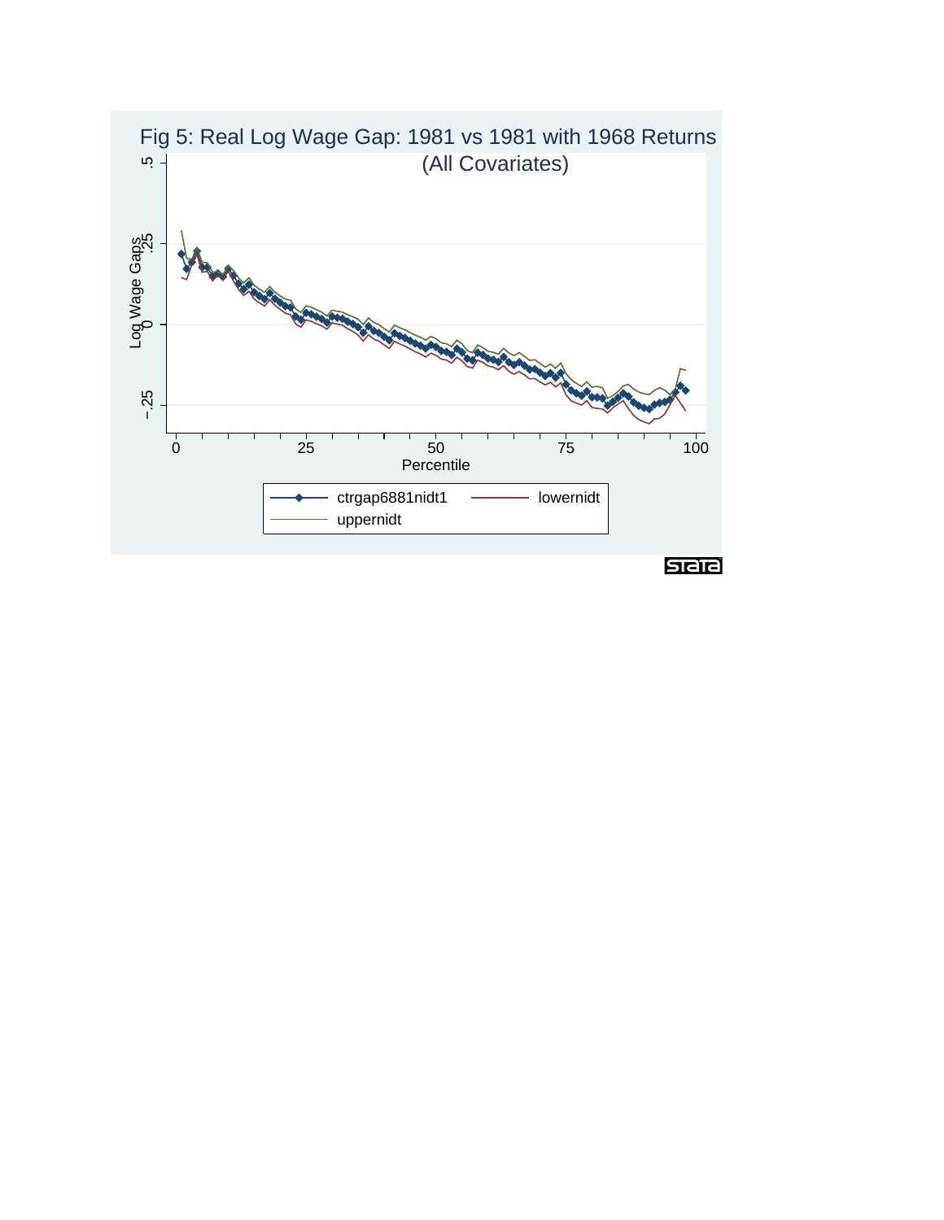Fig 5: Real Log Wage Gap: 1981 vs 1981 with 1968 Returns (All Covariates)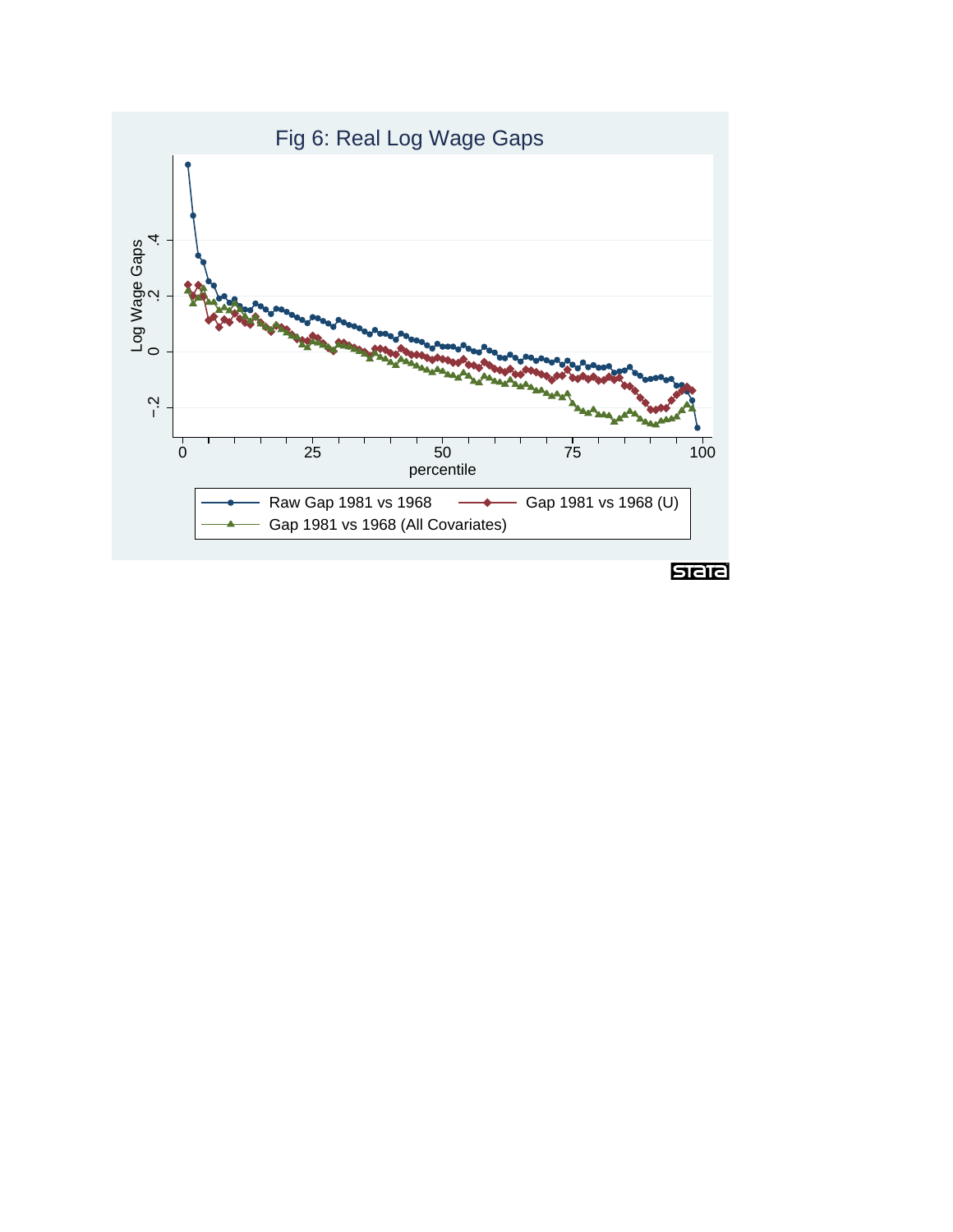Fig 6: Real Log Wage Gaps

Log Wage Gaps

percentile

Raw Gap 1981 vs 1968 — Gap 1981 vs 1968 (U) — Gap 1981 vs 1968 (All Covariates)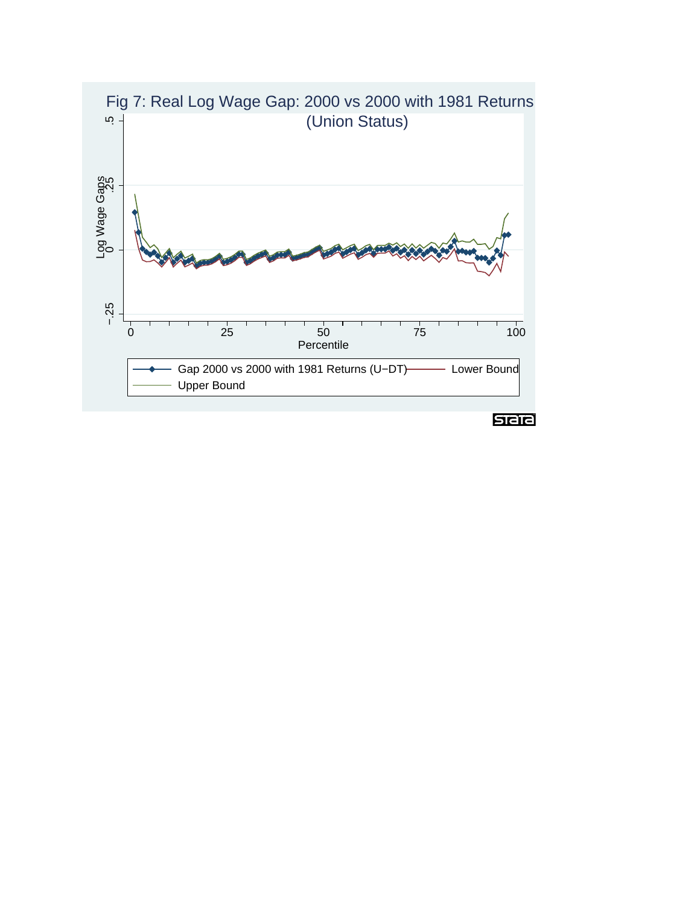Fig 7: Real Log Wage Gap: 2000 vs 2000 with 1981 Returns (Union Status)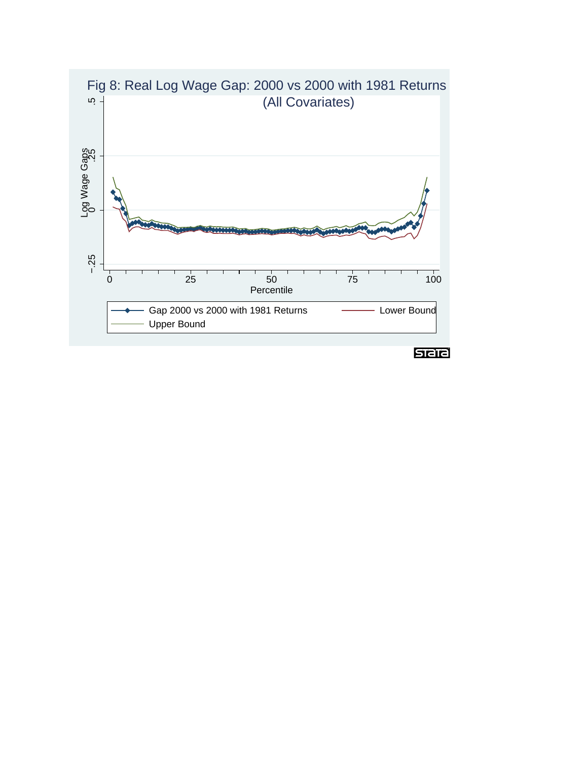Fig 8: Real Log Wage Gap: 2000 vs 2000 with 1981 Returns (All Covariates)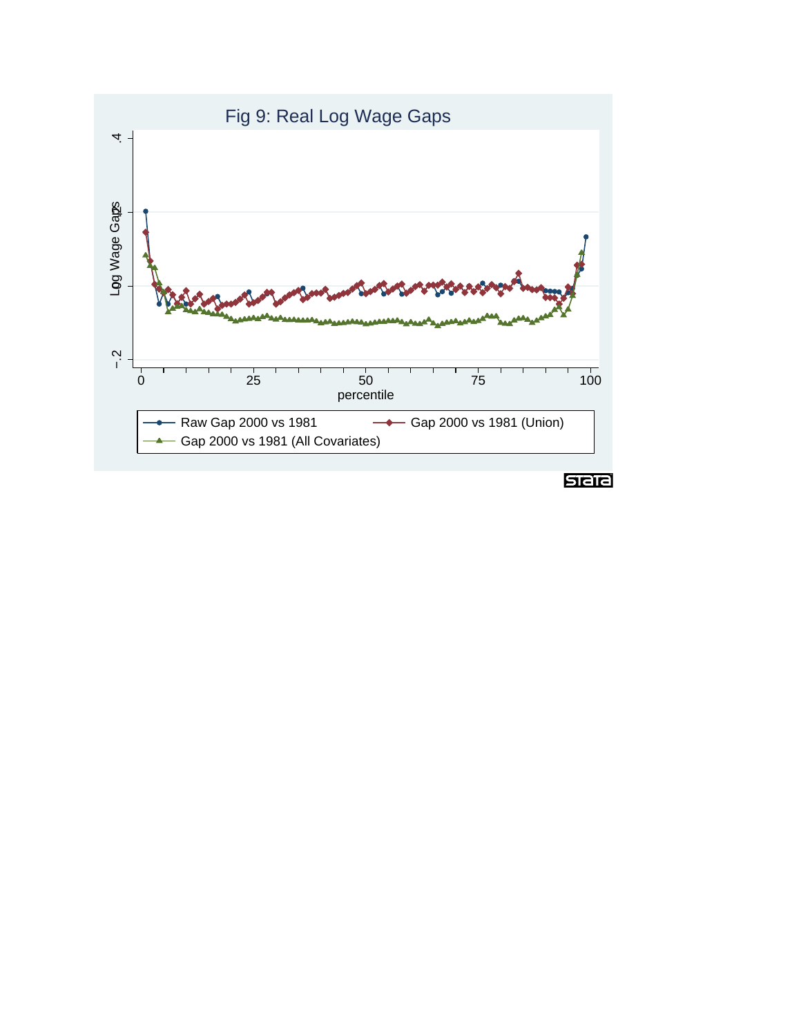Fig 9: Real Log Wage Gaps

Log Wage Gaps

.4

.2

0

-.2

0

25

50

75

100

percentile

Raw Gap 2000 vs 1981

Gap 2000 vs 1981 (Union)

Gap 2000 vs 1981 (All Covariates)